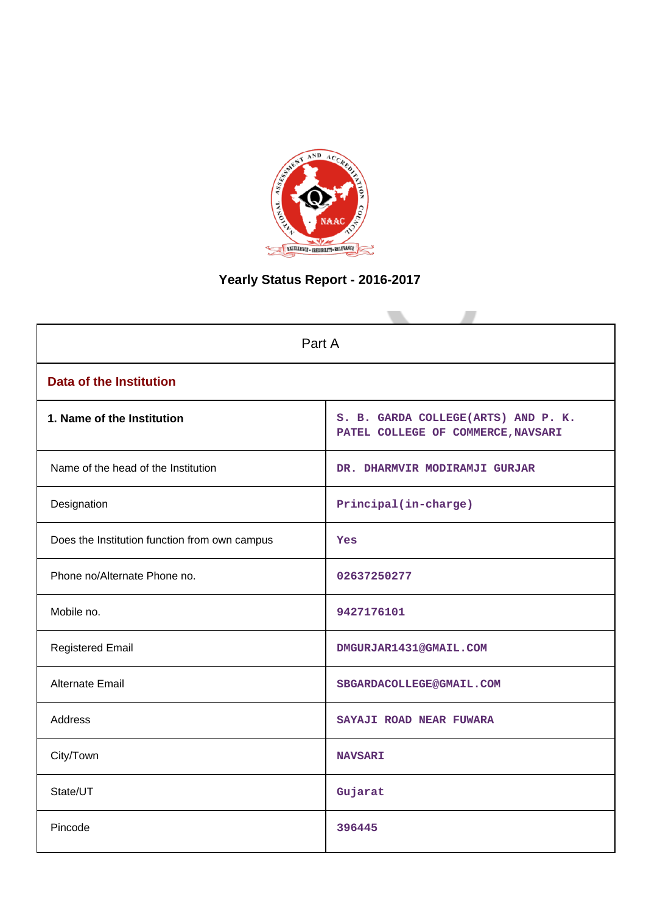# Yearly Status Report - 2016-2017

| Part A | |
|---|---|
| **Data of the Institution** | |
| **1. Name of the Institution** | S. B. GARDA COLLEGE(ARTS) AND P. K. PATEL COLLEGE OF COMMERCE,NAVSARI |
| Name of the head of the Institution | DR. DHARMVIR MODIRAMJI GURJAR |
| Designation | Principal(in-charge) |
| Does the Institution function from own campus | Yes |
| Phone no/Alternate Phone no. | 02637250277 |
| Mobile no. | 9427176101 |
| Registered Email | DMGURJAR1431@GMAIL.COM |
| Alternate Email | SBGARDACOLLEGE@GMAIL.COM |
| Address | SAYAJI ROAD NEAR FUWARA |
| City/Town | NAVSARI |
| State/UT | Gujarat |
| Pincode | 396445 |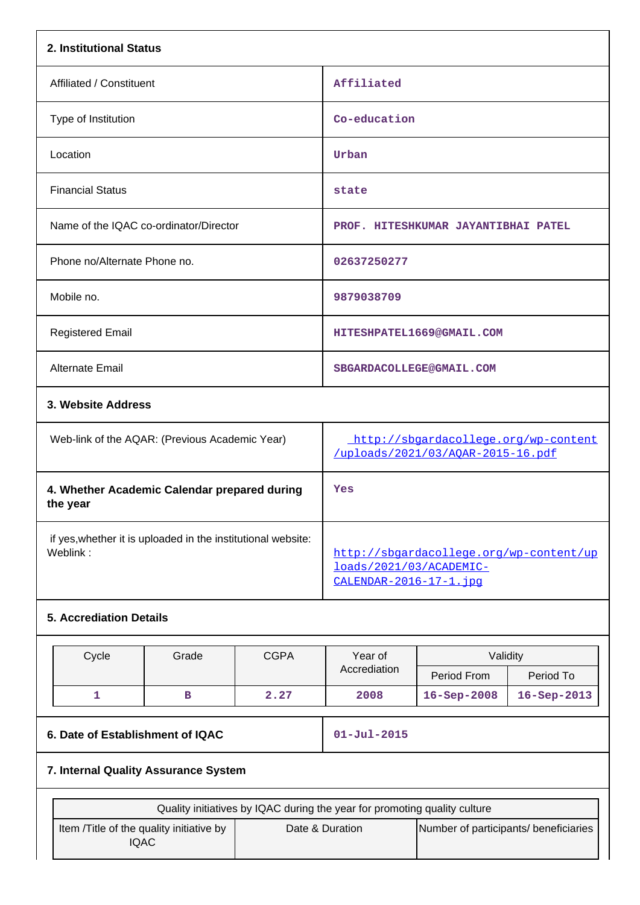## 2. Institutional Status

| | |
|---|---|
| Affiliated / Constituent | Affiliated |
| Type of Institution | Co-education |
| Location | Urban |
| Financial Status | state |
| Name of the IQAC co-ordinator/Director | PROF. HITESHKUMAR JAYANTIBHAI PATEL |
| Phone no/Alternate Phone no. | 02637250277 |
| Mobile no. | 9879038709 |
| Registered Email | HITESHPATEL1669@GMAIL.COM |
| Alternate Email | SBGARDACOLLEGE@GMAIL.COM |

## 3. Website Address

| | |
|---|---|
| Web-link of the AQAR: (Previous Academic Year) | http://sbgardacollege.org/wp-content/uploads/2021/03/AQAR-2015-16.pdf |
| **4. Whether Academic Calendar prepared during the year** | Yes |
| if yes,whether it is uploaded in the institutional website: Weblink : | http://sbgardacollege.org/wp-content/uploads/2021/03/ACADEMIC-CALENDAR-2016-17-1.jpg |

## 5. Accrediation Details

| Cycle | Grade | CGPA | Year of Accrediation | Validity | |
|---|---|---|---|---|---|
| | | | | Period From | Period To |
| 1 | B | 2.27 | 2008 | 16-Sep-2008 | 16-Sep-2013 |

| | |
|---|---|
| **6. Date of Establishment of IQAC** | 01-Jul-2015 |

## 7. Internal Quality Assurance System

| Quality initiatives by IQAC during the year for promoting quality culture | | |
|---|---|---|
| Item /Title of the quality initiative by IQAC | Date & Duration | Number of participants/ beneficiaries |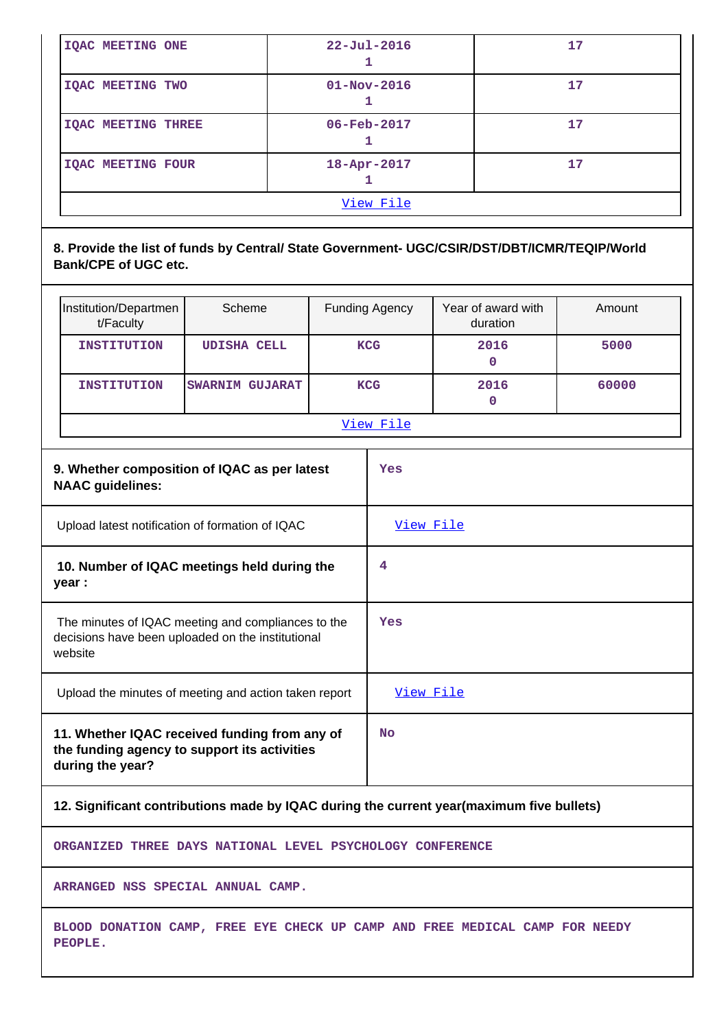| IQAC MEETING ONE | 22-Jul-2016<br>1 | 17 |
|---|---|---|
| IQAC MEETING TWO | 01-Nov-2016<br>1 | 17 |
| IQAC MEETING THREE | 06-Feb-2017<br>1 | 17 |
| IQAC MEETING FOUR | 18-Apr-2017<br>1 | 17 |
| View File | | |

**8. Provide the list of funds by Central/ State Government- UGC/CSIR/DST/DBT/ICMR/TEQIP/World Bank/CPE of UGC etc.**

| Institution/Department/Faculty | Scheme | Funding Agency | Year of award with duration | Amount |
|---|---|---|---|---|
| INSTITUTION | UDISHA CELL | KCG | 2016<br>0 | 5000 |
| INSTITUTION | SWARNIM GUJARAT | KCG | 2016<br>0 | 60000 |
| View File | | | | |

| | |
|---|---|
| **9. Whether composition of IQAC as per latest NAAC guidelines:** | Yes |
| Upload latest notification of formation of IQAC | View File |
| **10. Number of IQAC meetings held during the year :** | 4 |
| The minutes of IQAC meeting and compliances to the decisions have been uploaded on the institutional website | Yes |
| Upload the minutes of meeting and action taken report | View File |
| **11. Whether IQAC received funding from any of the funding agency to support its activities during the year?** | No |

**12. Significant contributions made by IQAC during the current year(maximum five bullets)**

ORGANIZED THREE DAYS NATIONAL LEVEL PSYCHOLOGY CONFERENCE

ARRANGED NSS SPECIAL ANNUAL CAMP.

BLOOD DONATION CAMP, FREE EYE CHECK UP CAMP AND FREE MEDICAL CAMP FOR NEEDY PEOPLE.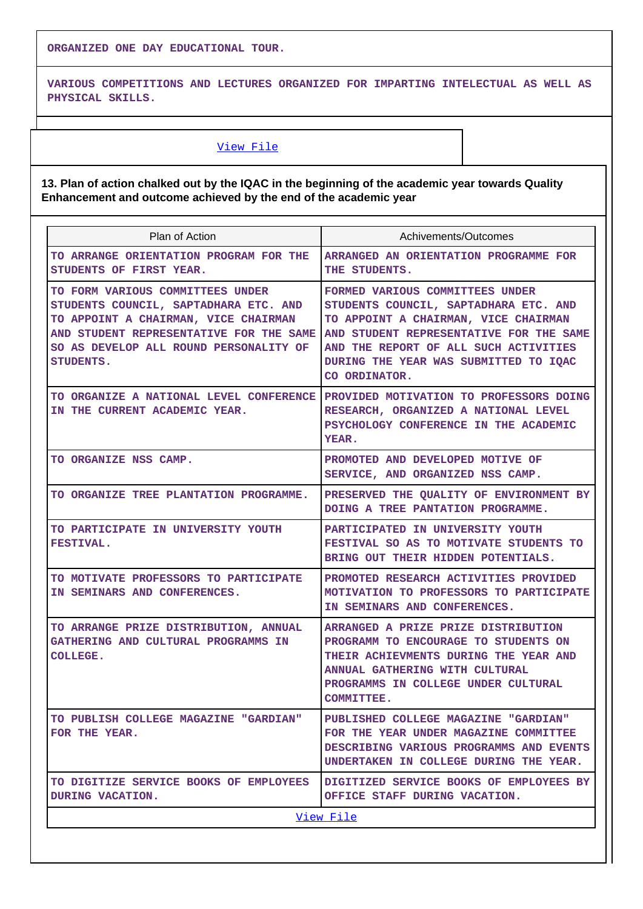ORGANIZED ONE DAY EDUCATIONAL TOUR.

VARIOUS COMPETITIONS AND LECTURES ORGANIZED FOR IMPARTING INTELECTUAL AS WELL AS PHYSICAL SKILLS.

View File

**13. Plan of action chalked out by the IQAC in the beginning of the academic year towards Quality Enhancement and outcome achieved by the end of the academic year**

| Plan of Action | Achivements/Outcomes |
|---|---|
| TO ARRANGE ORIENTATION PROGRAM FOR THE STUDENTS OF FIRST YEAR. | ARRANGED AN ORIENTATION PROGRAMME FOR THE STUDENTS. |
| TO FORM VARIOUS COMMITTEES UNDER STUDENTS COUNCIL, SAPTADHARA ETC. AND TO APPOINT A CHAIRMAN, VICE CHAIRMAN AND STUDENT REPRESENTATIVE FOR THE SAME SO AS DEVELOP ALL ROUND PERSONALITY OF STUDENTS. | FORMED VARIOUS COMMITTEES UNDER STUDENTS COUNCIL, SAPTADHARA ETC. AND TO APPOINT A CHAIRMAN, VICE CHAIRMAN AND STUDENT REPRESENTATIVE FOR THE SAME AND THE REPORT OF ALL SUCH ACTIVITIES DURING THE YEAR WAS SUBMITTED TO IQAC CO ORDINATOR. |
| TO ORGANIZE A NATIONAL LEVEL CONFERENCE IN THE CURRENT ACADEMIC YEAR. | PROVIDED MOTIVATION TO PROFESSORS DOING RESEARCH, ORGANIZED A NATIONAL LEVEL PSYCHOLOGY CONFERENCE IN THE ACADEMIC YEAR. |
| TO ORGANIZE NSS CAMP. | PROMOTED AND DEVELOPED MOTIVE OF SERVICE, AND ORGANIZED NSS CAMP. |
| TO ORGANIZE TREE PLANTATION PROGRAMME. | PRESERVED THE QUALITY OF ENVIRONMENT BY DOING A TREE PANTATION PROGRAMME. |
| TO PARTICIPATE IN UNIVERSITY YOUTH FESTIVAL. | PARTICIPATED IN UNIVERSITY YOUTH FESTIVAL SO AS TO MOTIVATE STUDENTS TO BRING OUT THEIR HIDDEN POTENTIALS. |
| TO MOTIVATE PROFESSORS TO PARTICIPATE IN SEMINARS AND CONFERENCES. | PROMOTED RESEARCH ACTIVITIES PROVIDED MOTIVATION TO PROFESSORS TO PARTICIPATE IN SEMINARS AND CONFERENCES. |
| TO ARRANGE PRIZE DISTRIBUTION, ANNUAL GATHERING AND CULTURAL PROGRAMMS IN COLLEGE. | ARRANGED A PRIZE PRIZE DISTRIBUTION PROGRAMM TO ENCOURAGE TO STUDENTS ON THEIR ACHIEVMENTS DURING THE YEAR AND ANNUAL GATHERING WITH CULTURAL PROGRAMMS IN COLLEGE UNDER CULTURAL COMMITTEE. |
| TO PUBLISH COLLEGE MAGAZINE "GARDIAN" FOR THE YEAR. | PUBLISHED COLLEGE MAGAZINE "GARDIAN" FOR THE YEAR UNDER MAGAZINE COMMITTEE DESCRIBING VARIOUS PROGRAMMS AND EVENTS UNDERTAKEN IN COLLEGE DURING THE YEAR. |
| TO DIGITIZE SERVICE BOOKS OF EMPLOYEES DURING VACATION. | DIGITIZED SERVICE BOOKS OF EMPLOYEES BY OFFICE STAFF DURING VACATION. |

View File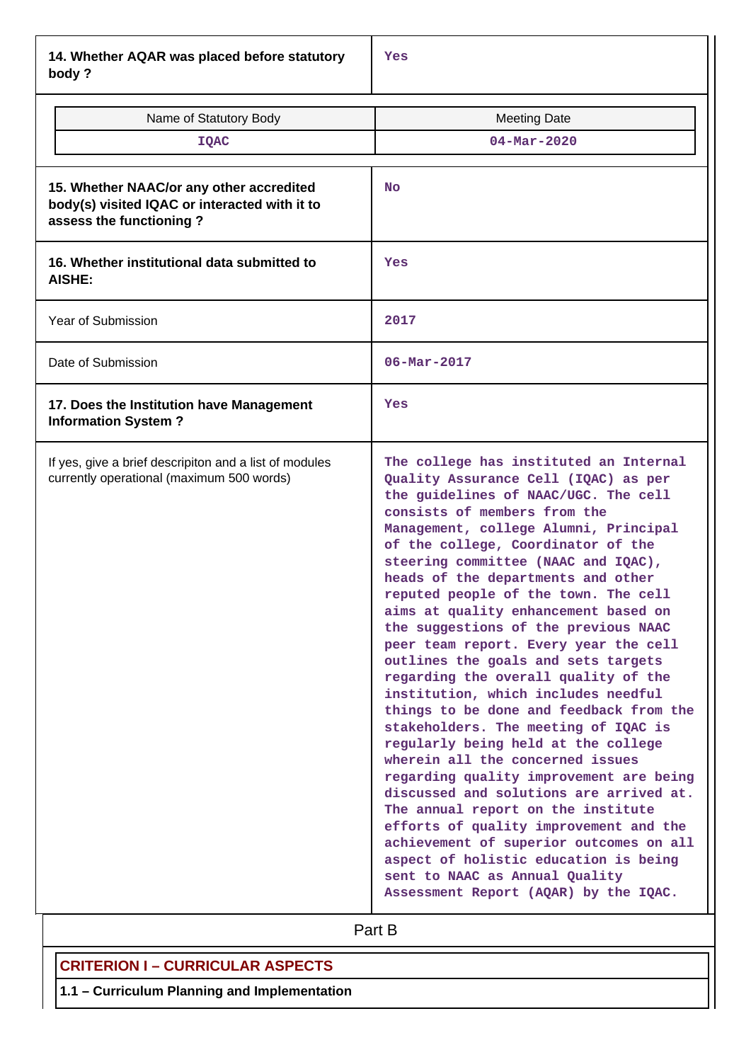| | |
|---|---|
| **14. Whether AQAR was placed before statutory body ?** | Yes |

| Name of Statutory Body | Meeting Date |
|---|---|
| IQAC | 04-Mar-2020 |

| | |
|---|---|
| **15. Whether NAAC/or any other accredited body(s) visited IQAC or interacted with it to assess the functioning ?** | No |
| **16. Whether institutional data submitted to AISHE:** | Yes |
| Year of Submission | 2017 |
| Date of Submission | 06-Mar-2017 |
| **17. Does the Institution have Management Information System ?** | Yes |
| If yes, give a brief descripiton and a list of modules currently operational (maximum 500 words) | The college has instituted an Internal Quality Assurance Cell (IQAC) as per the guidelines of NAAC/UGC. The cell consists of members from the Management, college Alumni, Principal of the college, Coordinator of the steering committee (NAAC and IQAC), heads of the departments and other reputed people of the town. The cell aims at quality enhancement based on the suggestions of the previous NAAC peer team report. Every year the cell outlines the goals and sets targets regarding the overall quality of the institution, which includes needful things to be done and feedback from the stakeholders. The meeting of IQAC is regularly being held at the college wherein all the concerned issues regarding quality improvement are being discussed and solutions are arrived at. The annual report on the institute efforts of quality improvement and the achievement of superior outcomes on all aspect of holistic education is being sent to NAAC as Annual Quality Assessment Report (AQAR) by the IQAC. |

## Part B

### CRITERION I – CURRICULAR ASPECTS

**1.1 – Curriculum Planning and Implementation**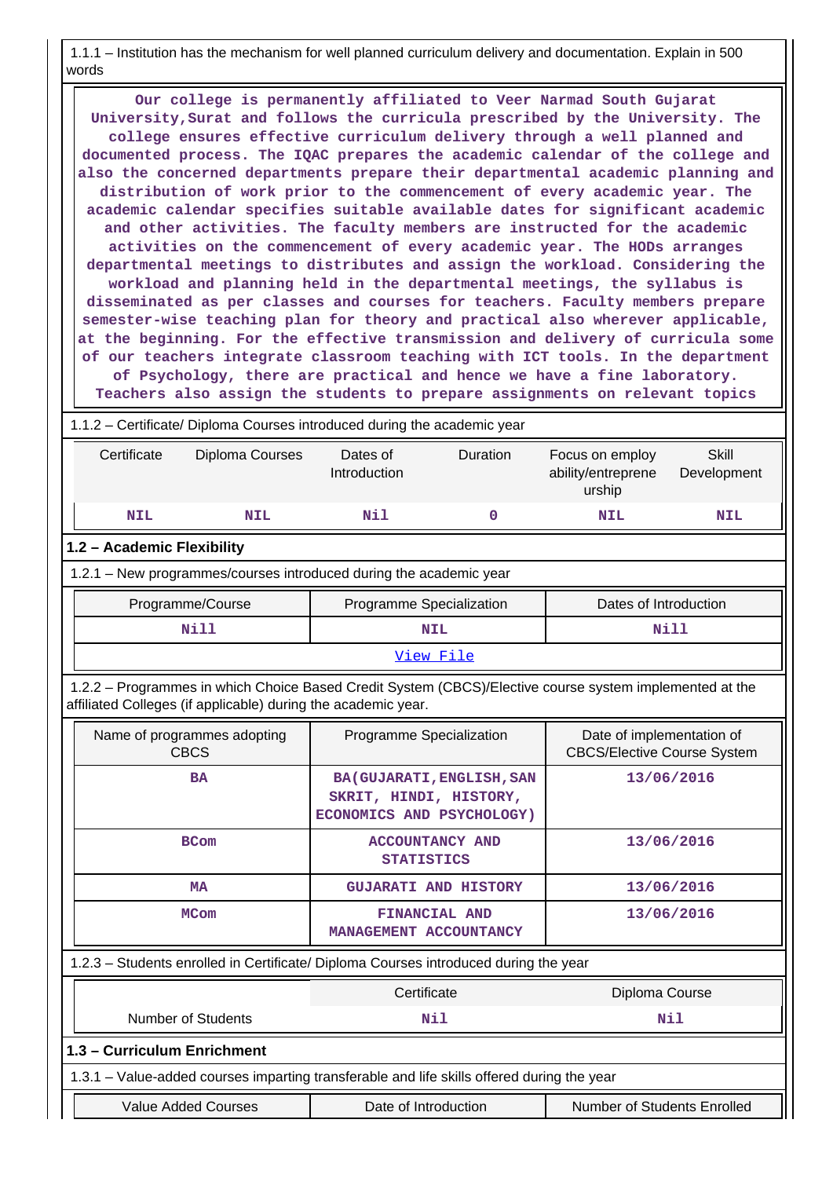1.1.1 – Institution has the mechanism for well planned curriculum delivery and documentation. Explain in 500 words

Our college is permanently affiliated to Veer Narmad South Gujarat University,Surat and follows the curricula prescribed by the University. The college ensures effective curriculum delivery through a well planned and documented process. The IQAC prepares the academic calendar of the college and also the concerned departments prepare their departmental academic planning and distribution of work prior to the commencement of every academic year. The academic calendar specifies suitable available dates for significant academic and other activities. The faculty members are instructed for the academic activities on the commencement of every academic year. The HODs arranges departmental meetings to distributes and assign the workload. Considering the workload and planning held in the departmental meetings, the syllabus is disseminated as per classes and courses for teachers. Faculty members prepare semester-wise teaching plan for theory and practical also wherever applicable, at the beginning. For the effective transmission and delivery of curricula some of our teachers integrate classroom teaching with ICT tools. In the department of Psychology, there are practical and hence we have a fine laboratory. Teachers also assign the students to prepare assignments on relevant topics

1.1.2 – Certificate/ Diploma Courses introduced during the academic year

| Certificate | Diploma Courses | Dates of Introduction | Duration | Focus on employ ability/entreprene urship | Skill Development |
|---|---|---|---|---|---|
| NIL | NIL | Nil | 0 | NIL | NIL |

## 1.2 – Academic Flexibility

1.2.1 – New programmes/courses introduced during the academic year

| Programme/Course | Programme Specialization | Dates of Introduction |
|---|---|---|
| Nill | NIL | Nill |

View File

1.2.2 – Programmes in which Choice Based Credit System (CBCS)/Elective course system implemented at the affiliated Colleges (if applicable) during the academic year.

| Name of programmes adopting CBCS | Programme Specialization | Date of implementation of CBCS/Elective Course System |
|---|---|---|
| BA | BA(GUJARATI,ENGLISH,SANSKRIT, HINDI, HISTORY, ECONOMICS AND PSYCHOLOGY) | 13/06/2016 |
| BCom | ACCOUNTANCY AND STATISTICS | 13/06/2016 |
| MA | GUJARATI AND HISTORY | 13/06/2016 |
| MCom | FINANCIAL AND MANAGEMENT ACCOUNTANCY | 13/06/2016 |

1.2.3 – Students enrolled in Certificate/ Diploma Courses introduced during the year

| | Certificate | Diploma Course |
|---|---|---|
| Number of Students | Nil | Nil |

## 1.3 – Curriculum Enrichment

1.3.1 – Value-added courses imparting transferable and life skills offered during the year

| Value Added Courses | Date of Introduction | Number of Students Enrolled |
|---|---|---|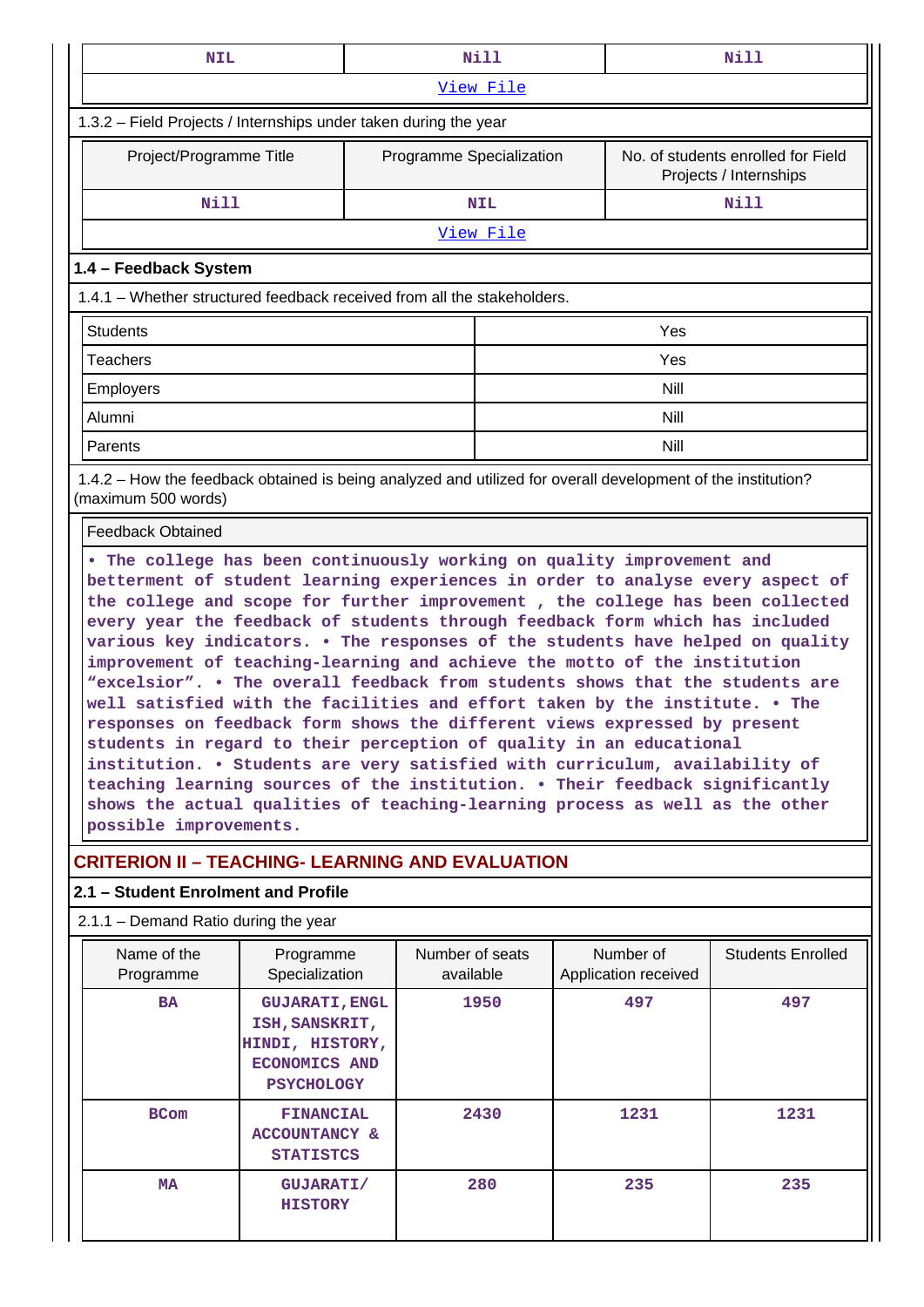| NIL | Nill | Nill |
|---|---|---|
| View File | | |

1.3.2 – Field Projects / Internships under taken during the year

| Project/Programme Title | Programme Specialization | No. of students enrolled for Field Projects / Internships |
|---|---|---|
| Nill | NIL | Nill |
| View File | | |

### 1.4 – Feedback System

1.4.1 – Whether structured feedback received from all the stakeholders.

| Students | Yes |
|---|---|
| Teachers | Yes |
| Employers | Nill |
| Alumni | Nill |
| Parents | Nill |

1.4.2 – How the feedback obtained is being analyzed and utilized for overall development of the institution? (maximum 500 words)

| Feedback Obtained |
|---|
| • The college has been continuously working on quality improvement and betterment of student learning experiences in order to analyse every aspect of the college and scope for further improvement , the college has been collected every year the feedback of students through feedback form which has included various key indicators. • The responses of the students have helped on quality improvement of teaching-learning and achieve the motto of the institution "excelsior". • The overall feedback from students shows that the students are well satisfied with the facilities and effort taken by the institute. • The responses on feedback form shows the different views expressed by present students in regard to their perception of quality in an educational institution. • Students are very satisfied with curriculum, availability of teaching learning sources of the institution. • Their feedback significantly shows the actual qualities of teaching-learning process as well as the other possible improvements. |

## CRITERION II – TEACHING- LEARNING AND EVALUATION

### 2.1 – Student Enrolment and Profile

2.1.1 – Demand Ratio during the year

| Name of the Programme | Programme Specialization | Number of seats available | Number of Application received | Students Enrolled |
|---|---|---|---|---|
| BA | GUJARATI,ENGLISH,SANSKRIT, HINDI, HISTORY, ECONOMICS AND PSYCHOLOGY | 1950 | 497 | 497 |
| BCom | FINANCIAL ACCOUNTANCY & STATISTCS | 2430 | 1231 | 1231 |
| MA | GUJARATI/ HISTORY | 280 | 235 | 235 |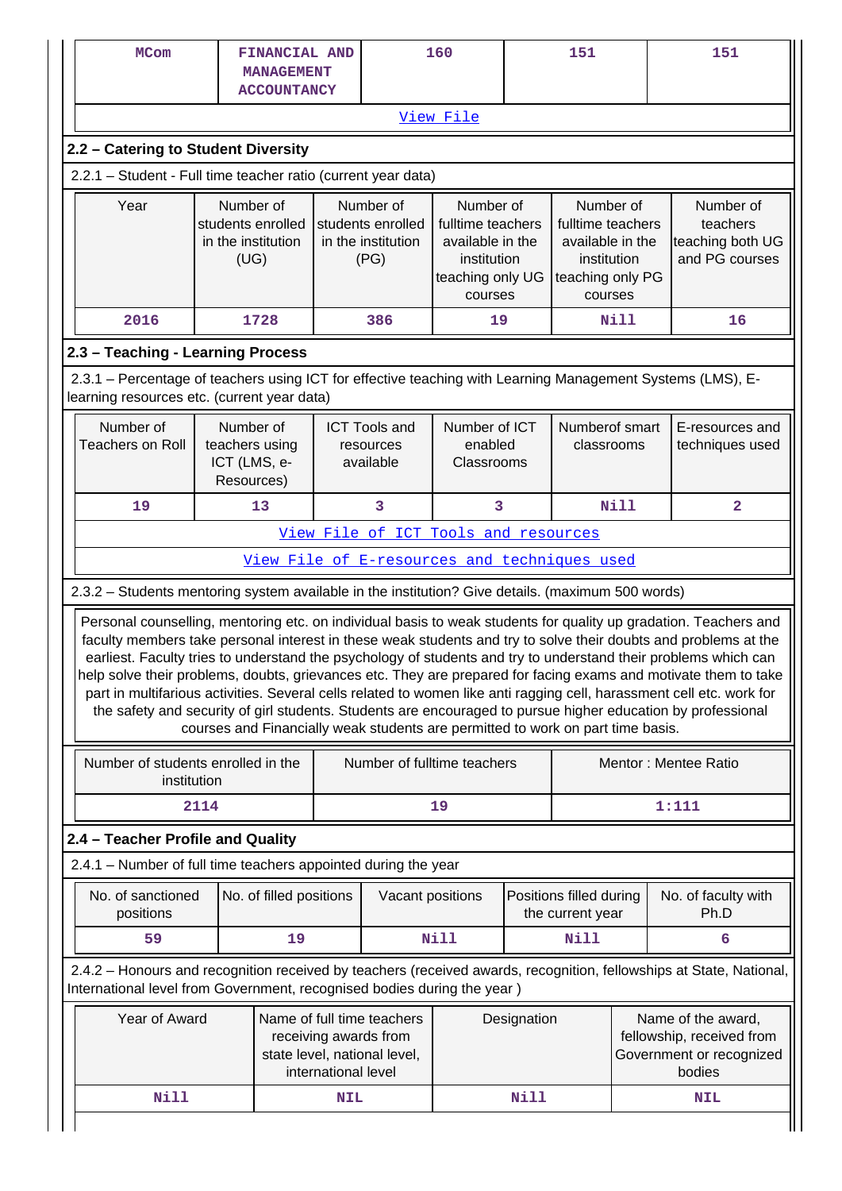| MCom | FINANCIAL AND MANAGEMENT ACCOUNTANCY | 160 | 151 | 151 |
|---|---|---|---|---|

View File

## 2.2 – Catering to Student Diversity

2.2.1 – Student - Full time teacher ratio (current year data)

| Year | Number of students enrolled in the institution (UG) | Number of students enrolled in the institution (PG) | Number of fulltime teachers available in the institution teaching only UG courses | Number of fulltime teachers available in the institution teaching only PG courses | Number of teachers teaching both UG and PG courses |
|---|---|---|---|---|---|
| 2016 | 1728 | 386 | 19 | Nill | 16 |

## 2.3 – Teaching - Learning Process

2.3.1 – Percentage of teachers using ICT for effective teaching with Learning Management Systems (LMS), E-learning resources etc. (current year data)

| Number of Teachers on Roll | Number of teachers using ICT (LMS, e-Resources) | ICT Tools and resources available | Number of ICT enabled Classrooms | Numberof smart classrooms | E-resources and techniques used |
|---|---|---|---|---|---|
| 19 | 13 | 3 | 3 | Nill | 2 |

View File of ICT Tools and resources

View File of E-resources and techniques used

2.3.2 – Students mentoring system available in the institution? Give details. (maximum 500 words)

Personal counselling, mentoring etc. on individual basis to weak students for quality up gradation. Teachers and faculty members take personal interest in these weak students and try to solve their doubts and problems at the earliest. Faculty tries to understand the psychology of students and try to understand their problems which can help solve their problems, doubts, grievances etc. They are prepared for facing exams and motivate them to take part in multifarious activities. Several cells related to women like anti ragging cell, harassment cell etc. work for the safety and security of girl students. Students are encouraged to pursue higher education by professional courses and Financially weak students are permitted to work on part time basis.

| Number of students enrolled in the institution | Number of fulltime teachers | Mentor : Mentee Ratio |
|---|---|---|
| 2114 | 19 | 1:111 |

## 2.4 – Teacher Profile and Quality

2.4.1 – Number of full time teachers appointed during the year

| No. of sanctioned positions | No. of filled positions | Vacant positions | Positions filled during the current year | No. of faculty with Ph.D |
|---|---|---|---|---|
| 59 | 19 | Nill | Nill | 6 |

2.4.2 – Honours and recognition received by teachers (received awards, recognition, fellowships at State, National, International level from Government, recognised bodies during the year )

| Year of Award | Name of full time teachers receiving awards from state level, national level, international level | Designation | Name of the award, fellowship, received from Government or recognized bodies |
|---|---|---|---|
| Nill | NIL | Nill | NIL |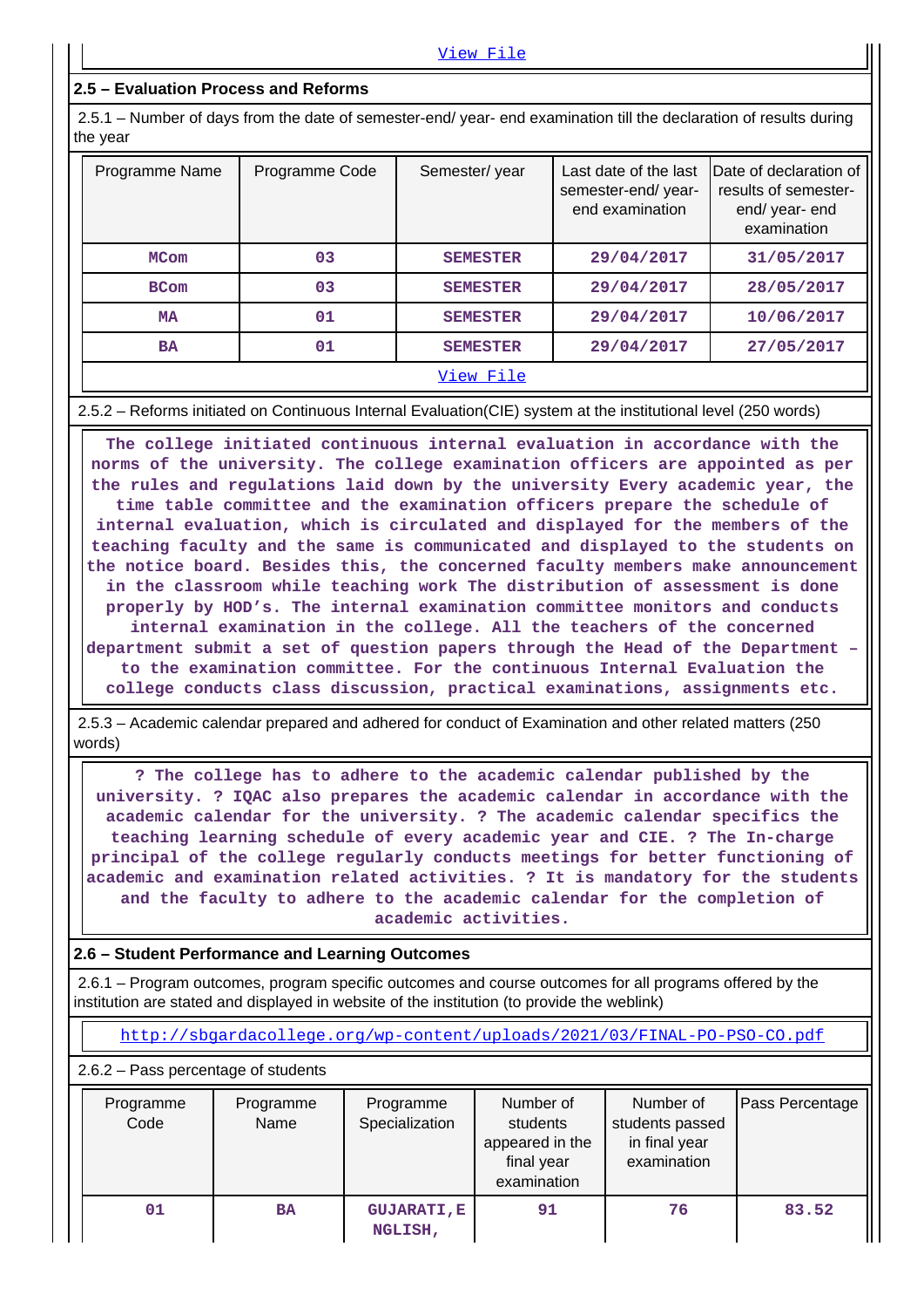View File

## 2.5 – Evaluation Process and Reforms

2.5.1 – Number of days from the date of semester-end/ year- end examination till the declaration of results during the year

| Programme Name | Programme Code | Semester/ year | Last date of the last semester-end/ year- end examination | Date of declaration of results of semester- end/ year- end examination |
|---|---|---|---|---|
| MCom | 03 | SEMESTER | 29/04/2017 | 31/05/2017 |
| BCom | 03 | SEMESTER | 29/04/2017 | 28/05/2017 |
| MA | 01 | SEMESTER | 29/04/2017 | 10/06/2017 |
| BA | 01 | SEMESTER | 29/04/2017 | 27/05/2017 |

View File

2.5.2 – Reforms initiated on Continuous Internal Evaluation(CIE) system at the institutional level (250 words)

The college initiated continuous internal evaluation in accordance with the norms of the university. The college examination officers are appointed as per the rules and regulations laid down by the university Every academic year, the time table committee and the examination officers prepare the schedule of internal evaluation, which is circulated and displayed for the members of the teaching faculty and the same is communicated and displayed to the students on the notice board. Besides this, the concerned faculty members make announcement in the classroom while teaching work The distribution of assessment is done properly by HOD's. The internal examination committee monitors and conducts internal examination in the college. All the teachers of the concerned department submit a set of question papers through the Head of the Department – to the examination committee. For the continuous Internal Evaluation the college conducts class discussion, practical examinations, assignments etc.

2.5.3 – Academic calendar prepared and adhered for conduct of Examination and other related matters (250 words)

? The college has to adhere to the academic calendar published by the university. ? IQAC also prepares the academic calendar in accordance with the academic calendar for the university. ? The academic calendar specifics the teaching learning schedule of every academic year and CIE. ? The In-charge principal of the college regularly conducts meetings for better functioning of academic and examination related activities. ? It is mandatory for the students and the faculty to adhere to the academic calendar for the completion of academic activities.

## 2.6 – Student Performance and Learning Outcomes

2.6.1 – Program outcomes, program specific outcomes and course outcomes for all programs offered by the institution are stated and displayed in website of the institution (to provide the weblink)

http://sbgardacollege.org/wp-content/uploads/2021/03/FINAL-PO-PSO-CO.pdf

2.6.2 – Pass percentage of students

| Programme Code | Programme Name | Programme Specialization | Number of students appeared in the final year examination | Number of students passed in final year examination | Pass Percentage |
|---|---|---|---|---|---|
| 01 | BA | GUJARATI,E NGLISH, | 91 | 76 | 83.52 |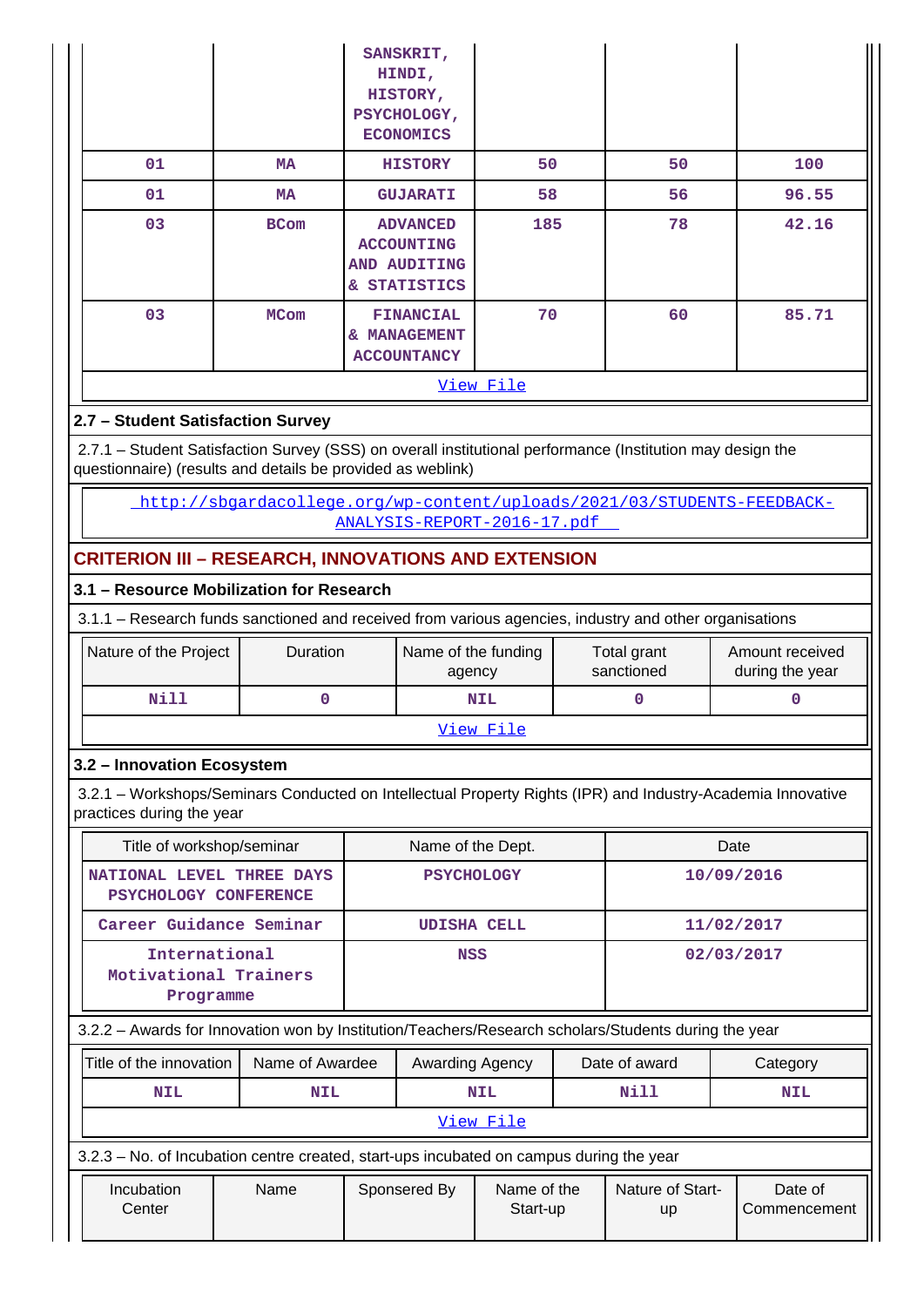| | | SANSKRIT, HINDI, HISTORY, PSYCHOLOGY, ECONOMICS | | | |
|---|---|---|---|---|---|
| 01 | MA | HISTORY | 50 | 50 | 100 |
| 01 | MA | GUJARATI | 58 | 56 | 96.55 |
| 03 | BCom | ADVANCED ACCOUNTING AND AUDITING & STATISTICS | 185 | 78 | 42.16 |
| 03 | MCom | FINANCIAL & MANAGEMENT ACCOUNTANCY | 70 | 60 | 85.71 |

View File

## 2.7 – Student Satisfaction Survey

2.7.1 – Student Satisfaction Survey (SSS) on overall institutional performance (Institution may design the questionnaire) (results and details be provided as weblink)

http://sbgardacollege.org/wp-content/uploads/2021/03/STUDENTS-FEEDBACK-ANALYSIS-REPORT-2016-17.pdf

## CRITERION III – RESEARCH, INNOVATIONS AND EXTENSION

### 3.1 – Resource Mobilization for Research

3.1.1 – Research funds sanctioned and received from various agencies, industry and other organisations

| Nature of the Project | Duration | Name of the funding agency | Total grant sanctioned | Amount received during the year |
|---|---|---|---|---|
| Nill | 0 | NIL | 0 | 0 |

View File

### 3.2 – Innovation Ecosystem

3.2.1 – Workshops/Seminars Conducted on Intellectual Property Rights (IPR) and Industry-Academia Innovative practices during the year

| Title of workshop/seminar | Name of the Dept. | Date |
|---|---|---|
| NATIONAL LEVEL THREE DAYS PSYCHOLOGY CONFERENCE | PSYCHOLOGY | 10/09/2016 |
| Career Guidance Seminar | UDISHA CELL | 11/02/2017 |
| International Motivational Trainers Programme | NSS | 02/03/2017 |

3.2.2 – Awards for Innovation won by Institution/Teachers/Research scholars/Students during the year

| Title of the innovation | Name of Awardee | Awarding Agency | Date of award | Category |
|---|---|---|---|---|
| NIL | NIL | NIL | Nill | NIL |

View File

3.2.3 – No. of Incubation centre created, start-ups incubated on campus during the year

| Incubation Center | Name | Sponsered By | Name of the Start-up | Nature of Start-up | Date of Commencement |
|---|---|---|---|---|---|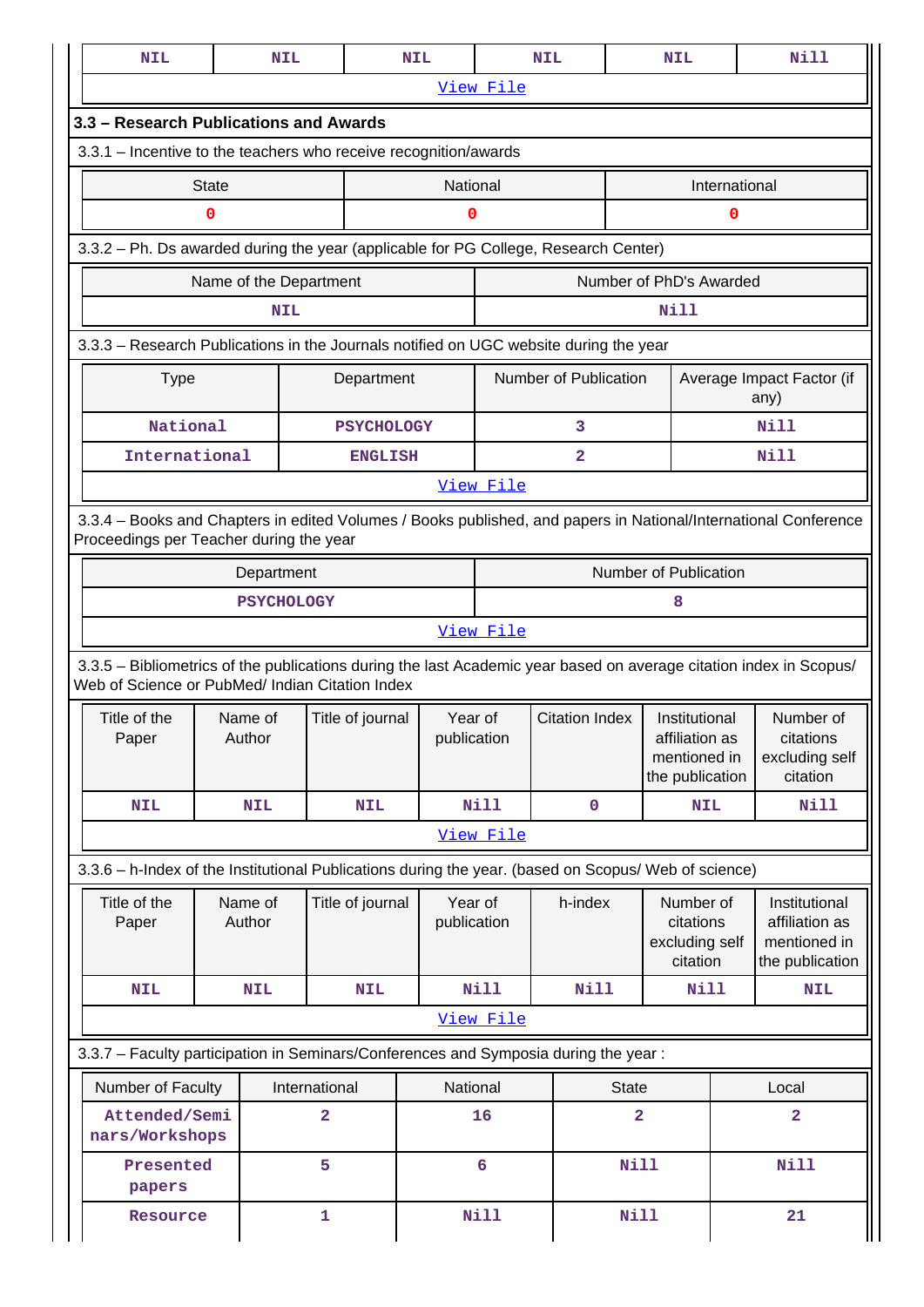| NIL | NIL | NIL | NIL | NIL | Nill |
|---|---|---|---|---|---|
| View File | | | | | |

## 3.3 – Research Publications and Awards

3.3.1 – Incentive to the teachers who receive recognition/awards

| State | National | International |
|---|---|---|
| 0 | 0 | 0 |

3.3.2 – Ph. Ds awarded during the year (applicable for PG College, Research Center)

| Name of the Department | Number of PhD's Awarded |
|---|---|
| NIL | Nill |

3.3.3 – Research Publications in the Journals notified on UGC website during the year

| Type | Department | Number of Publication | Average Impact Factor (if any) |
|---|---|---|---|
| National | PSYCHOLOGY | 3 | Nill |
| International | ENGLISH | 2 | Nill |
| View File | | | |

3.3.4 – Books and Chapters in edited Volumes / Books published, and papers in National/International Conference Proceedings per Teacher during the year

| Department | Number of Publication |
|---|---|
| PSYCHOLOGY | 8 |
| View File | |

3.3.5 – Bibliometrics of the publications during the last Academic year based on average citation index in Scopus/ Web of Science or PubMed/ Indian Citation Index

| Title of the Paper | Name of Author | Title of journal | Year of publication | Citation Index | Institutional affiliation as mentioned in the publication | Number of citations excluding self citation |
|---|---|---|---|---|---|---|
| NIL | NIL | NIL | Nill | 0 | NIL | Nill |
| View File | | | | | | |

3.3.6 – h-Index of the Institutional Publications during the year. (based on Scopus/ Web of science)

| Title of the Paper | Name of Author | Title of journal | Year of publication | h-index | Number of citations excluding self citation | Institutional affiliation as mentioned in the publication |
|---|---|---|---|---|---|---|
| NIL | NIL | NIL | Nill | Nill | Nill | NIL |
| View File | | | | | | |

3.3.7 – Faculty participation in Seminars/Conferences and Symposia during the year :

| Number of Faculty | International | National | State | Local |
|---|---|---|---|---|
| Attended/Seminars/Workshops | 2 | 16 | 2 | 2 |
| Presented papers | 5 | 6 | Nill | Nill |
| Resource | 1 | Nill | Nill | 21 |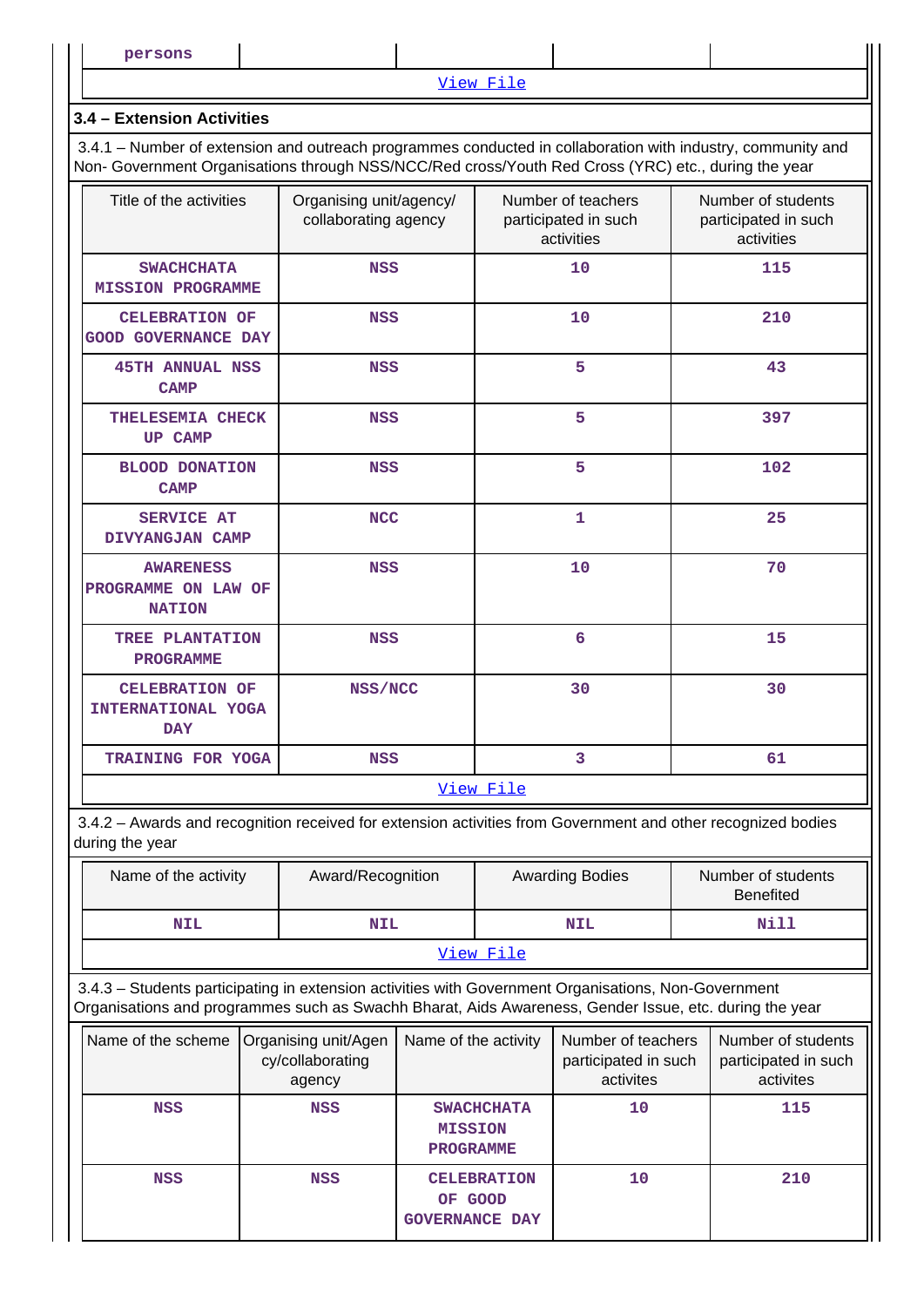| persons | | | | |
|---|---|---|---|---|

[View File]

### 3.4 – Extension Activities

3.4.1 – Number of extension and outreach programmes conducted in collaboration with industry, community and Non- Government Organisations through NSS/NCC/Red cross/Youth Red Cross (YRC) etc., during the year

| Title of the activities | Organising unit/agency/ collaborating agency | Number of teachers participated in such activities | Number of students participated in such activities |
|---|---|---|---|
| SWACHCHATA MISSION PROGRAMME | NSS | 10 | 115 |
| CELEBRATION OF GOOD GOVERNANCE DAY | NSS | 10 | 210 |
| 45TH ANNUAL NSS CAMP | NSS | 5 | 43 |
| THELESEMIA CHECK UP CAMP | NSS | 5 | 397 |
| BLOOD DONATION CAMP | NSS | 5 | 102 |
| SERVICE AT DIVYANGJAN CAMP | NCC | 1 | 25 |
| AWARENESS PROGRAMME ON LAW OF NATION | NSS | 10 | 70 |
| TREE PLANTATION PROGRAMME | NSS | 6 | 15 |
| CELEBRATION OF INTERNATIONAL YOGA DAY | NSS/NCC | 30 | 30 |
| TRAINING FOR YOGA | NSS | 3 | 61 |

[View File]

3.4.2 – Awards and recognition received for extension activities from Government and other recognized bodies during the year

| Name of the activity | Award/Recognition | Awarding Bodies | Number of students Benefited |
|---|---|---|---|
| NIL | NIL | NIL | Nill |

[View File]

3.4.3 – Students participating in extension activities with Government Organisations, Non-Government Organisations and programmes such as Swachh Bharat, Aids Awareness, Gender Issue, etc. during the year

| Name of the scheme | Organising unit/Agency/collaborating agency | Name of the activity | Number of teachers participated in such activites | Number of students participated in such activites |
|---|---|---|---|---|
| NSS | NSS | SWACHCHATA MISSION PROGRAMME | 10 | 115 |
| NSS | NSS | CELEBRATION OF GOOD GOVERNANCE DAY | 10 | 210 |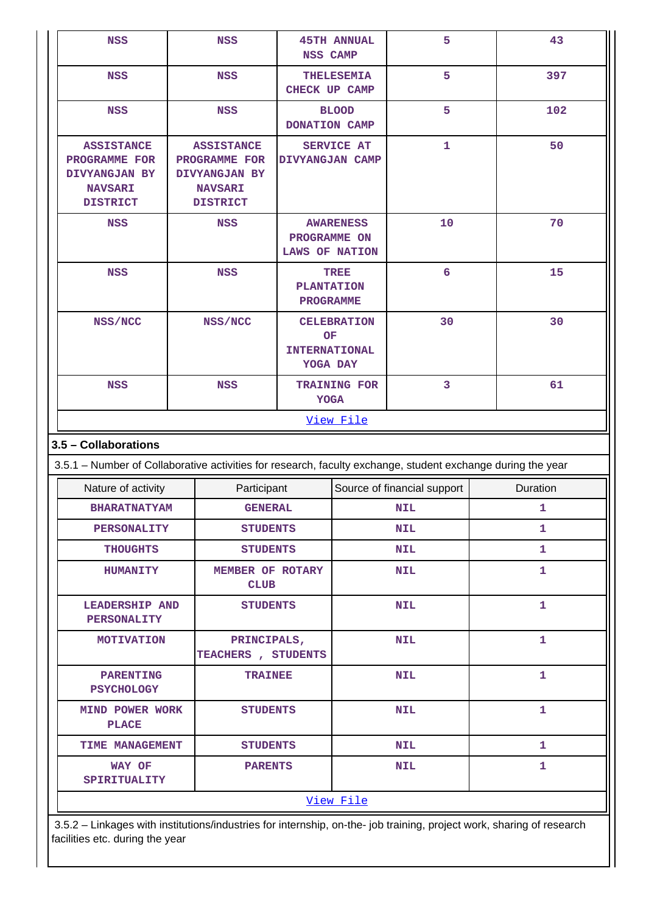| NSS | NSS | 45TH ANNUAL NSS CAMP | 5 | 43 |
|---|---|---|---|---|
| NSS | NSS | THELESEMIA CHECK UP CAMP | 5 | 397 |
| NSS | NSS | BLOOD DONATION CAMP | 5 | 102 |
| ASSISTANCE PROGRAMME FOR DIVYANGJAN BY NAVSARI DISTRICT | ASSISTANCE PROGRAMME FOR DIVYANGJAN BY NAVSARI DISTRICT | SERVICE AT DIVYANGJAN CAMP | 1 | 50 |
| NSS | NSS | AWARENESS PROGRAMME ON LAWS OF NATION | 10 | 70 |
| NSS | NSS | TREE PLANTATION PROGRAMME | 6 | 15 |
| NSS/NCC | NSS/NCC | CELEBRATION OF INTERNATIONAL YOGA DAY | 30 | 30 |
| NSS | NSS | TRAINING FOR YOGA | 3 | 61 |

View File

## 3.5 – Collaborations

3.5.1 – Number of Collaborative activities for research, faculty exchange, student exchange during the year

| Nature of activity | Participant | Source of financial support | Duration |
|---|---|---|---|
| BHARATNATYAM | GENERAL | NIL | 1 |
| PERSONALITY | STUDENTS | NIL | 1 |
| THOUGHTS | STUDENTS | NIL | 1 |
| HUMANITY | MEMBER OF ROTARY CLUB | NIL | 1 |
| LEADERSHIP AND PERSONALITY | STUDENTS | NIL | 1 |
| MOTIVATION | PRINCIPALS, TEACHERS , STUDENTS | NIL | 1 |
| PARENTING PSYCHOLOGY | TRAINEE | NIL | 1 |
| MIND POWER WORK PLACE | STUDENTS | NIL | 1 |
| TIME MANAGEMENT | STUDENTS | NIL | 1 |
| WAY OF SPIRITUALITY | PARENTS | NIL | 1 |

View File

3.5.2 – Linkages with institutions/industries for internship, on-the- job training, project work, sharing of research facilities etc. during the year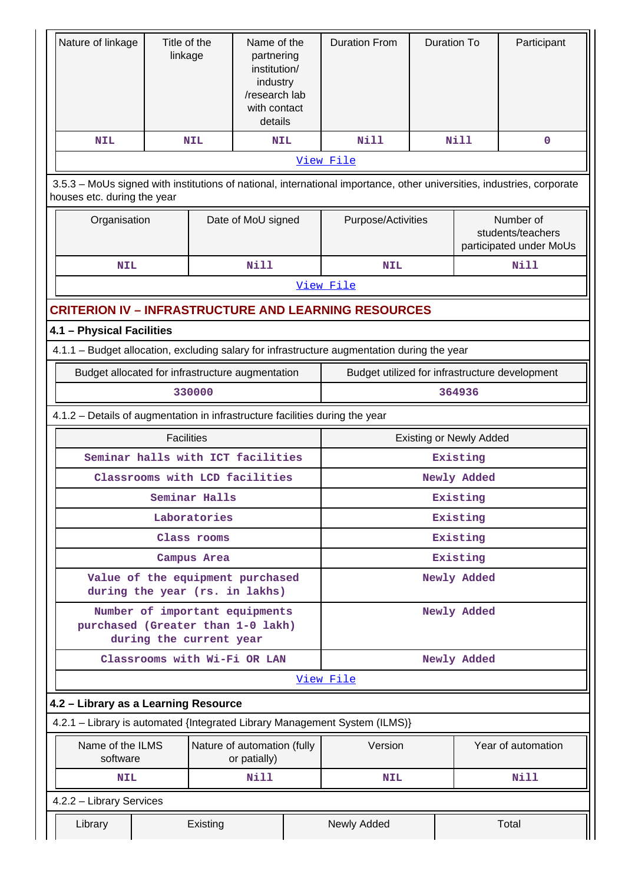| Nature of linkage | Title of the linkage | Name of the partnering institution/ industry /research lab with contact details | Duration From | Duration To | Participant |
|---|---|---|---|---|---|
| NIL | NIL | NIL | Nill | Nill | 0 |

View File

3.5.3 – MoUs signed with institutions of national, international importance, other universities, industries, corporate houses etc. during the year

| Organisation | Date of MoU signed | Purpose/Activities | Number of students/teachers participated under MoUs |
|---|---|---|---|
| NIL | Nill | NIL | Nill |

View File

## CRITERION IV – INFRASTRUCTURE AND LEARNING RESOURCES

### 4.1 – Physical Facilities

4.1.1 – Budget allocation, excluding salary for infrastructure augmentation during the year

| Budget allocated for infrastructure augmentation | Budget utilized for infrastructure development |
|---|---|
| 330000 | 364936 |

4.1.2 – Details of augmentation in infrastructure facilities during the year

| Facilities | Existing or Newly Added |
|---|---|
| Seminar halls with ICT facilities | Existing |
| Classrooms with LCD facilities | Newly Added |
| Seminar Halls | Existing |
| Laboratories | Existing |
| Class rooms | Existing |
| Campus Area | Existing |
| Value of the equipment purchased during the year (rs. in lakhs) | Newly Added |
| Number of important equipments purchased (Greater than 1-0 lakh) during the current year | Newly Added |
| Classrooms with Wi-Fi OR LAN | Newly Added |

View File

### 4.2 – Library as a Learning Resource

4.2.1 – Library is automated {Integrated Library Management System (ILMS)}

| Name of the ILMS software | Nature of automation (fully or patially) | Version | Year of automation |
|---|---|---|---|
| NIL | Nill | NIL | Nill |

4.2.2 – Library Services

| Library | Existing | Newly Added | Total |
|---|---|---|---|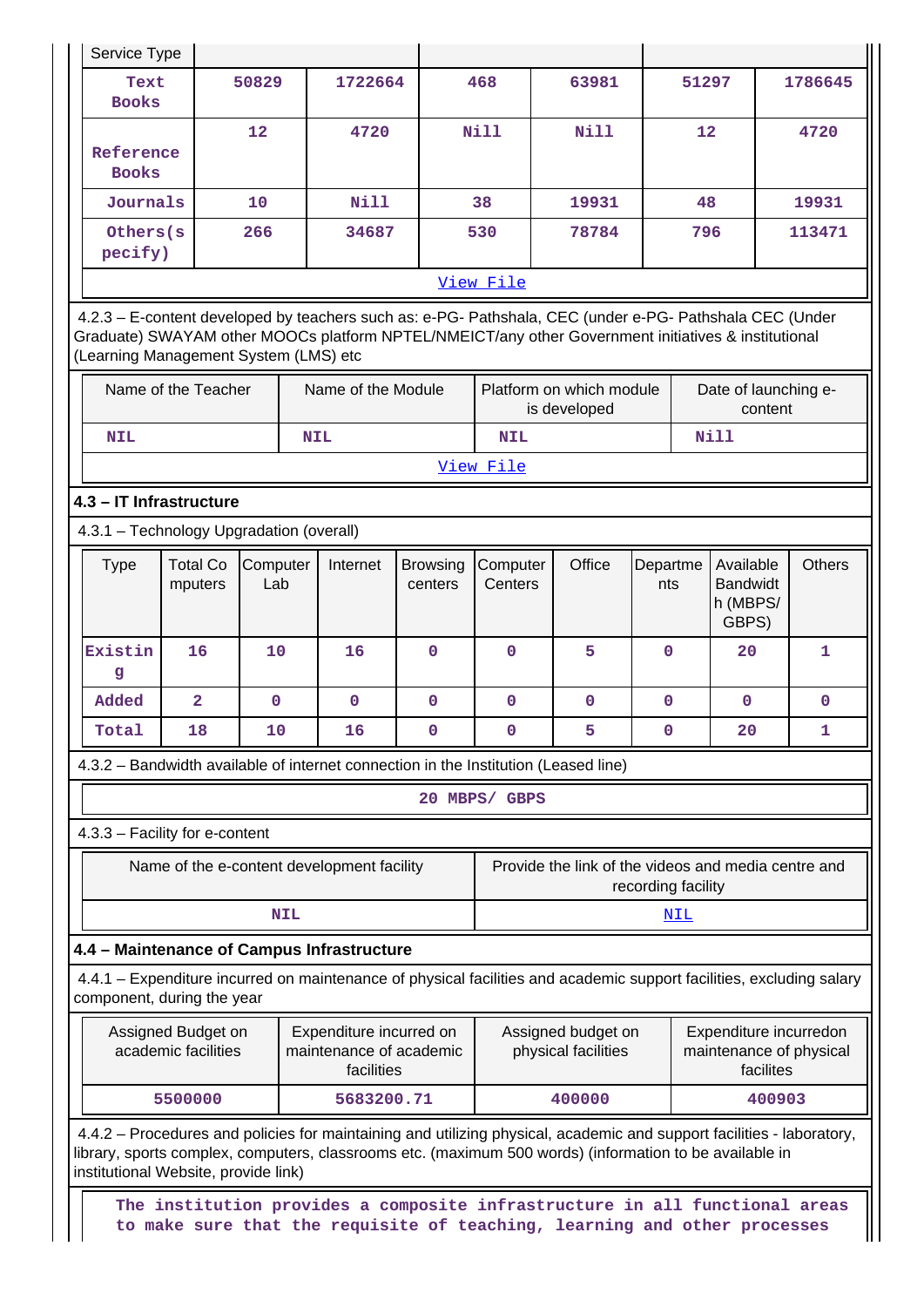| Service Type | | | | | | |
|---|---|---|---|---|---|---|
| Text Books | 50829 | 1722664 | 468 | 63981 | 51297 | 1786645 |
| Reference Books | 12 | 4720 | Nill | Nill | 12 | 4720 |
| Journals | 10 | Nill | 38 | 19931 | 48 | 19931 |
| Others(specify) | 266 | 34687 | 530 | 78784 | 796 | 113471 |

View File

4.2.3 – E-content developed by teachers such as: e-PG- Pathshala, CEC (under e-PG- Pathshala CEC (Under Graduate) SWAYAM other MOOCs platform NPTEL/NMEICT/any other Government initiatives & institutional (Learning Management System (LMS) etc

| Name of the Teacher | Name of the Module | Platform on which module is developed | Date of launching e-content |
|---|---|---|---|
| NIL | NIL | NIL | Nill |

View File

**4.3 – IT Infrastructure**

4.3.1 – Technology Upgradation (overall)

| Type | Total Computers | Computer Lab | Internet | Browsing centers | Computer Centers | Office | Departments | Available Bandwidth (MBPS/ GBPS) | Others |
|---|---|---|---|---|---|---|---|---|---|
| Existing | 16 | 10 | 16 | 0 | 0 | 5 | 0 | 20 | 1 |
| Added | 2 | 0 | 0 | 0 | 0 | 0 | 0 | 0 | 0 |
| Total | 18 | 10 | 16 | 0 | 0 | 5 | 0 | 20 | 1 |

4.3.2 – Bandwidth available of internet connection in the Institution (Leased line)

20 MBPS/ GBPS

4.3.3 – Facility for e-content

| Name of the e-content development facility | Provide the link of the videos and media centre and recording facility |
|---|---|
| NIL | NIL |

**4.4 – Maintenance of Campus Infrastructure**

4.4.1 – Expenditure incurred on maintenance of physical facilities and academic support facilities, excluding salary component, during the year

| Assigned Budget on academic facilities | Expenditure incurred on maintenance of academic facilities | Assigned budget on physical facilities | Expenditure incurredon maintenance of physical facilites |
|---|---|---|---|
| 5500000 | 5683200.71 | 400000 | 400903 |

4.4.2 – Procedures and policies for maintaining and utilizing physical, academic and support facilities - laboratory, library, sports complex, computers, classrooms etc. (maximum 500 words) (information to be available in institutional Website, provide link)

The institution provides a composite infrastructure in all functional areas to make sure that the requisite of teaching, learning and other processes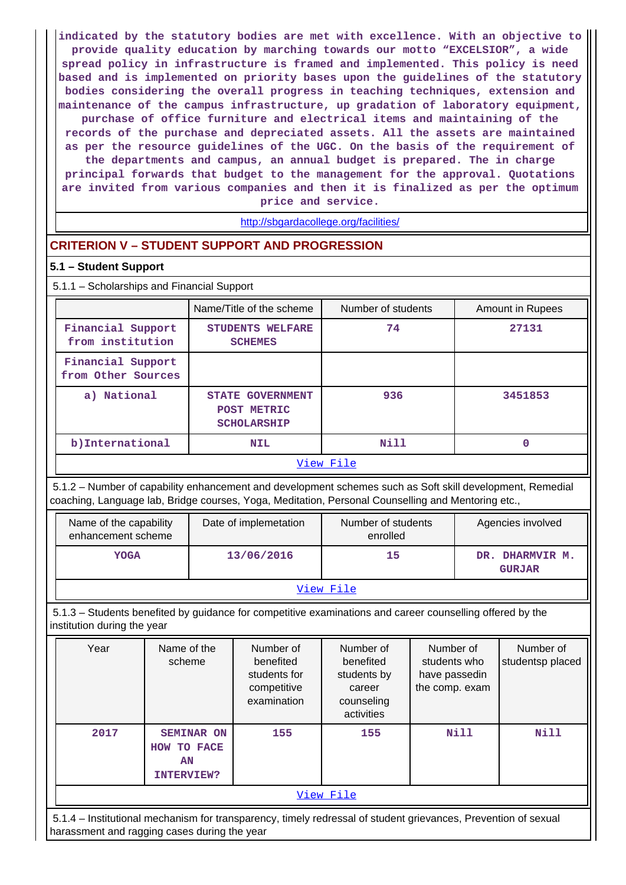indicated by the statutory bodies are met with excellence. With an objective to provide quality education by marching towards our motto "EXCELSIOR", a wide spread policy in infrastructure is framed and implemented. This policy is need based and is implemented on priority bases upon the guidelines of the statutory bodies considering the overall progress in teaching techniques, extension and maintenance of the campus infrastructure, up gradation of laboratory equipment, purchase of office furniture and electrical items and maintaining of the records of the purchase and depreciated assets. All the assets are maintained as per the resource guidelines of the UGC. On the basis of the requirement of the departments and campus, an annual budget is prepared. The in charge principal forwards that budget to the management for the approval. Quotations are invited from various companies and then it is finalized as per the optimum price and service.

http://sbgardacollege.org/facilities/

## CRITERION V – STUDENT SUPPORT AND PROGRESSION

### 5.1 – Student Support

5.1.1 – Scholarships and Financial Support

| | Name/Title of the scheme | Number of students | Amount in Rupees |
|---|---|---|---|
| Financial Support from institution | STUDENTS WELFARE SCHEMES | 74 | 27131 |
| Financial Support from Other Sources | | | |
| a) National | STATE GOVERNMENT POST METRIC SCHOLARSHIP | 936 | 3451853 |
| b)International | NIL | Nill | 0 |

View File

5.1.2 – Number of capability enhancement and development schemes such as Soft skill development, Remedial coaching, Language lab, Bridge courses, Yoga, Meditation, Personal Counselling and Mentoring etc.,

| Name of the capability enhancement scheme | Date of implemetation | Number of students enrolled | Agencies involved |
|---|---|---|---|
| YOGA | 13/06/2016 | 15 | DR. DHARMVIR M. GURJAR |

View File

5.1.3 – Students benefited by guidance for competitive examinations and career counselling offered by the institution during the year

| Year | Name of the scheme | Number of benefited students for competitive examination | Number of benefited students by career counseling activities | Number of students who have passedin the comp. exam | Number of studentsp placed |
|---|---|---|---|---|---|
| 2017 | SEMINAR ON HOW TO FACE AN INTERVIEW? | 155 | 155 | Nill | Nill |

View File

5.1.4 – Institutional mechanism for transparency, timely redressal of student grievances, Prevention of sexual harassment and ragging cases during the year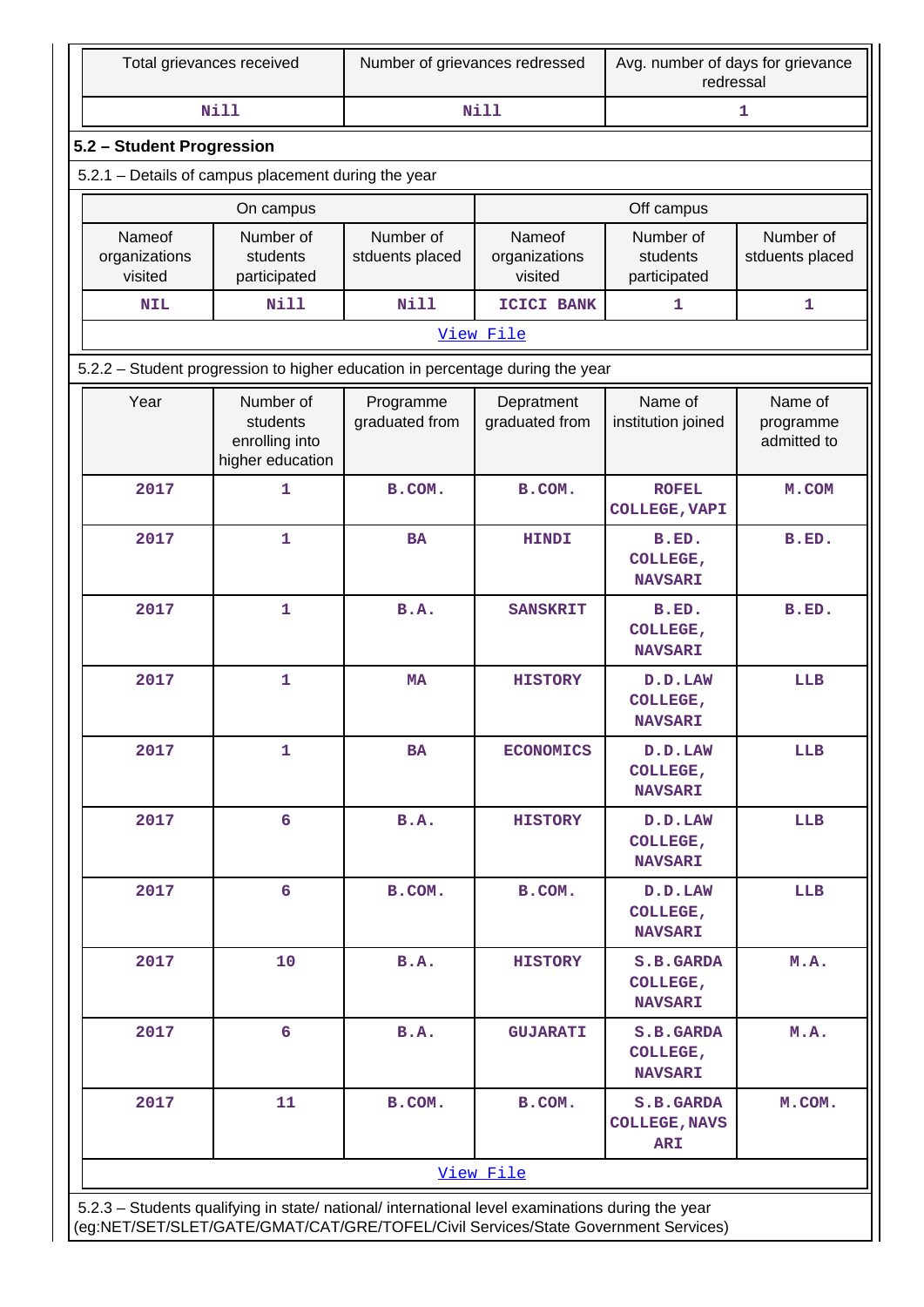| Total grievances received | Number of grievances redressed | Avg. number of days for grievance redressal |
|---|---|---|
| Nill | Nill | 1 |

## 5.2 – Student Progression

5.2.1 – Details of campus placement during the year

| On campus | | | Off campus | | |
|---|---|---|---|---|---|
| Nameof organizations visited | Number of students participated | Number of stduents placed | Nameof organizations visited | Number of students participated | Number of stduents placed |
| NIL | Nill | Nill | ICICI BANK | 1 | 1 |

View File

5.2.2 – Student progression to higher education in percentage during the year

| Year | Number of students enrolling into higher education | Programme graduated from | Depratment graduated from | Name of institution joined | Name of programme admitted to |
|---|---|---|---|---|---|
| 2017 | 1 | B.COM. | B.COM. | ROFEL COLLEGE,VAPI | M.COM |
| 2017 | 1 | BA | HINDI | B.ED. COLLEGE, NAVSARI | B.ED. |
| 2017 | 1 | B.A. | SANSKRIT | B.ED. COLLEGE, NAVSARI | B.ED. |
| 2017 | 1 | MA | HISTORY | D.D.LAW COLLEGE, NAVSARI | LLB |
| 2017 | 1 | BA | ECONOMICS | D.D.LAW COLLEGE, NAVSARI | LLB |
| 2017 | 6 | B.A. | HISTORY | D.D.LAW COLLEGE, NAVSARI | LLB |
| 2017 | 6 | B.COM. | B.COM. | D.D.LAW COLLEGE, NAVSARI | LLB |
| 2017 | 10 | B.A. | HISTORY | S.B.GARDA COLLEGE, NAVSARI | M.A. |
| 2017 | 6 | B.A. | GUJARATI | S.B.GARDA COLLEGE, NAVSARI | M.A. |
| 2017 | 11 | B.COM. | B.COM. | S.B.GARDA COLLEGE,NAVSARI | M.COM. |

View File

5.2.3 – Students qualifying in state/ national/ international level examinations during the year (eg:NET/SET/SLET/GATE/GMAT/CAT/GRE/TOFEL/Civil Services/State Government Services)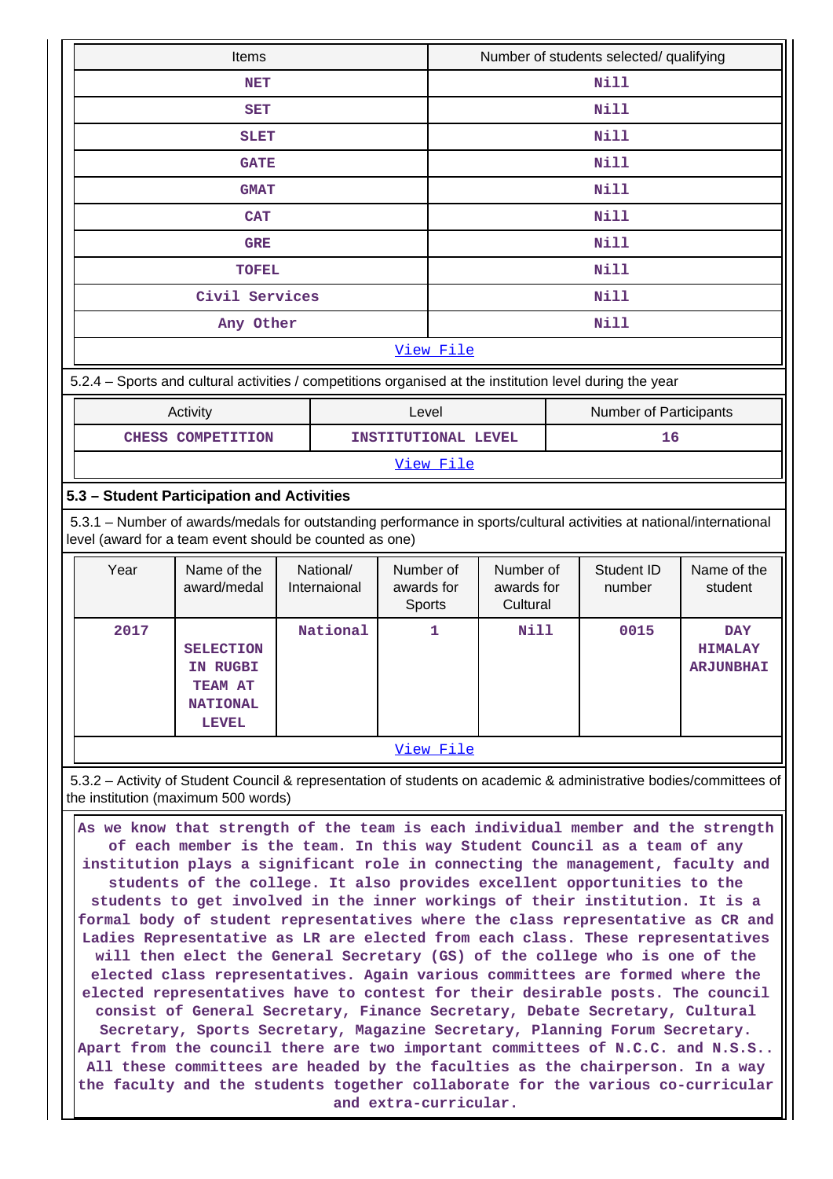| Items | Number of students selected/ qualifying |
|---|---|
| NET | Nill |
| SET | Nill |
| SLET | Nill |
| GATE | Nill |
| GMAT | Nill |
| CAT | Nill |
| GRE | Nill |
| TOFEL | Nill |
| Civil Services | Nill |
| Any Other | Nill |
| View File | |

5.2.4 – Sports and cultural activities / competitions organised at the institution level during the year

| Activity | Level | Number of Participants |
|---|---|---|
| CHESS COMPETITION | INSTITUTIONAL LEVEL | 16 |
| View File | | |

### 5.3 – Student Participation and Activities

5.3.1 – Number of awards/medals for outstanding performance in sports/cultural activities at national/international level (award for a team event should be counted as one)

| Year | Name of the award/medal | National/ Internaional | Number of awards for Sports | Number of awards for Cultural | Student ID number | Name of the student |
|---|---|---|---|---|---|---|
| 2017 | SELECTION IN RUGBI TEAM AT NATIONAL LEVEL | National | 1 | Nill | 0015 | DAY HIMALAY ARJUNBHAI |
| View File | | | | | | |

5.3.2 – Activity of Student Council & representation of students on academic & administrative bodies/committees of the institution (maximum 500 words)

As we know that strength of the team is each individual member and the strength of each member is the team. In this way Student Council as a team of any institution plays a significant role in connecting the management, faculty and students of the college. It also provides excellent opportunities to the students to get involved in the inner workings of their institution. It is a formal body of student representatives where the class representative as CR and Ladies Representative as LR are elected from each class. These representatives will then elect the General Secretary (GS) of the college who is one of the elected class representatives. Again various committees are formed where the elected representatives have to contest for their desirable posts. The council consist of General Secretary, Finance Secretary, Debate Secretary, Cultural Secretary, Sports Secretary, Magazine Secretary, Planning Forum Secretary. Apart from the council there are two important committees of N.C.C. and N.S.S.. All these committees are headed by the faculties as the chairperson. In a way the faculty and the students together collaborate for the various co-curricular and extra-curricular.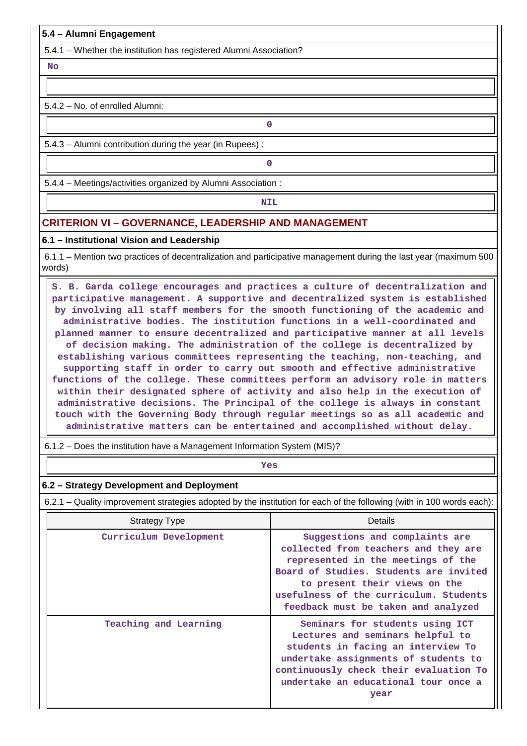### 5.4 – Alumni Engagement

5.4.1 – Whether the institution has registered Alumni Association?

No

5.4.2 – No. of enrolled Alumni:

0

5.4.3 – Alumni contribution during the year (in Rupees) :

0

5.4.4 – Meetings/activities organized by Alumni Association :

NIL

## CRITERION VI – GOVERNANCE, LEADERSHIP AND MANAGEMENT

### 6.1 – Institutional Vision and Leadership

6.1.1 – Mention two practices of decentralization and participative management during the last year (maximum 500 words)

S. B. Garda college encourages and practices a culture of decentralization and participative management. A supportive and decentralized system is established by involving all staff members for the smooth functioning of the academic and administrative bodies. The institution functions in a well-coordinated and planned manner to ensure decentralized and participative manner at all levels of decision making. The administration of the college is decentralized by establishing various committees representing the teaching, non-teaching, and supporting staff in order to carry out smooth and effective administrative functions of the college. These committees perform an advisory role in matters within their designated sphere of activity and also help in the execution of administrative decisions. The Principal of the college is always in constant touch with the Governing Body through regular meetings so as all academic and administrative matters can be entertained and accomplished without delay.

6.1.2 – Does the institution have a Management Information System (MIS)?

Yes

### 6.2 – Strategy Development and Deployment

6.2.1 – Quality improvement strategies adopted by the institution for each of the following (with in 100 words each):

| Strategy Type | Details |
|---|---|
| Curriculum Development | Suggestions and complaints are collected from teachers and they are represented in the meetings of the Board of Studies. Students are invited to present their views on the usefulness of the curriculum. Students feedback must be taken and analyzed |
| Teaching and Learning | Seminars for students using ICT Lectures and seminars helpful to students in facing an interview To undertake assignments of students to continuously check their evaluation To undertake an educational tour once a year |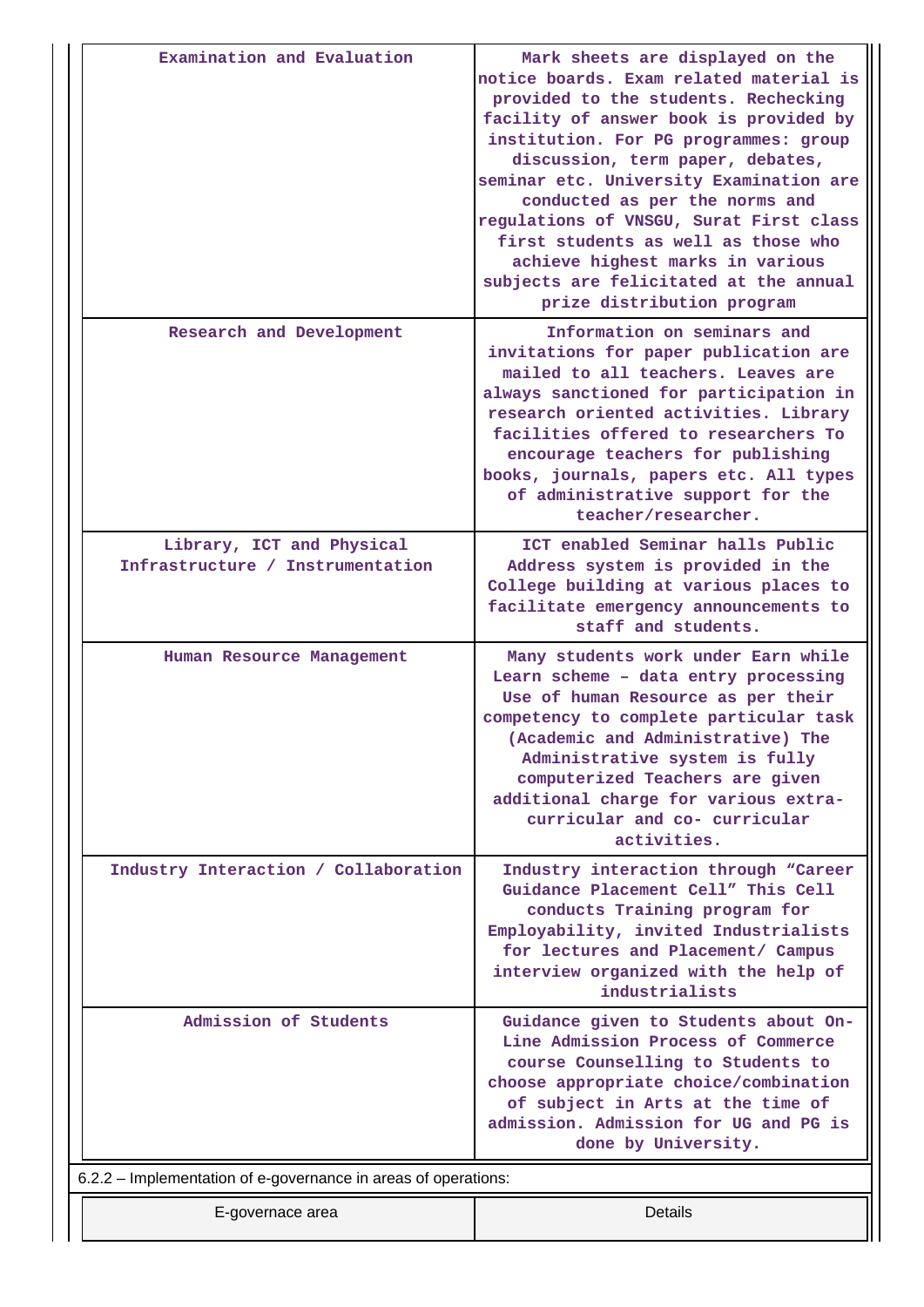| Examination and Evaluation | Mark sheets are displayed on the notice boards. Exam related material is provided to the students. Rechecking facility of answer book is provided by institution. For PG programmes: group discussion, term paper, debates, seminar etc. University Examination are conducted as per the norms and regulations of VNSGU, Surat First class first students as well as those who achieve highest marks in various subjects are felicitated at the annual prize distribution program |
|---|---|
| Research and Development | Information on seminars and invitations for paper publication are mailed to all teachers. Leaves are always sanctioned for participation in research oriented activities. Library facilities offered to researchers To encourage teachers for publishing books, journals, papers etc. All types of administrative support for the teacher/researcher. |
| Library, ICT and Physical Infrastructure / Instrumentation | ICT enabled Seminar halls Public Address system is provided in the College building at various places to facilitate emergency announcements to staff and students. |
| Human Resource Management | Many students work under Earn while Learn scheme – data entry processing Use of human Resource as per their competency to complete particular task (Academic and Administrative) The Administrative system is fully computerized Teachers are given additional charge for various extra-curricular and co- curricular activities. |
| Industry Interaction / Collaboration | Industry interaction through “Career Guidance Placement Cell” This Cell conducts Training program for Employability, invited Industrialists for lectures and Placement/ Campus interview organized with the help of industrialists |
| Admission of Students | Guidance given to Students about On-Line Admission Process of Commerce course Counselling to Students to choose appropriate choice/combination of subject in Arts at the time of admission. Admission for UG and PG is done by University. |

6.2.2 – Implementation of e-governance in areas of operations:

| E-governace area | Details |
|---|---|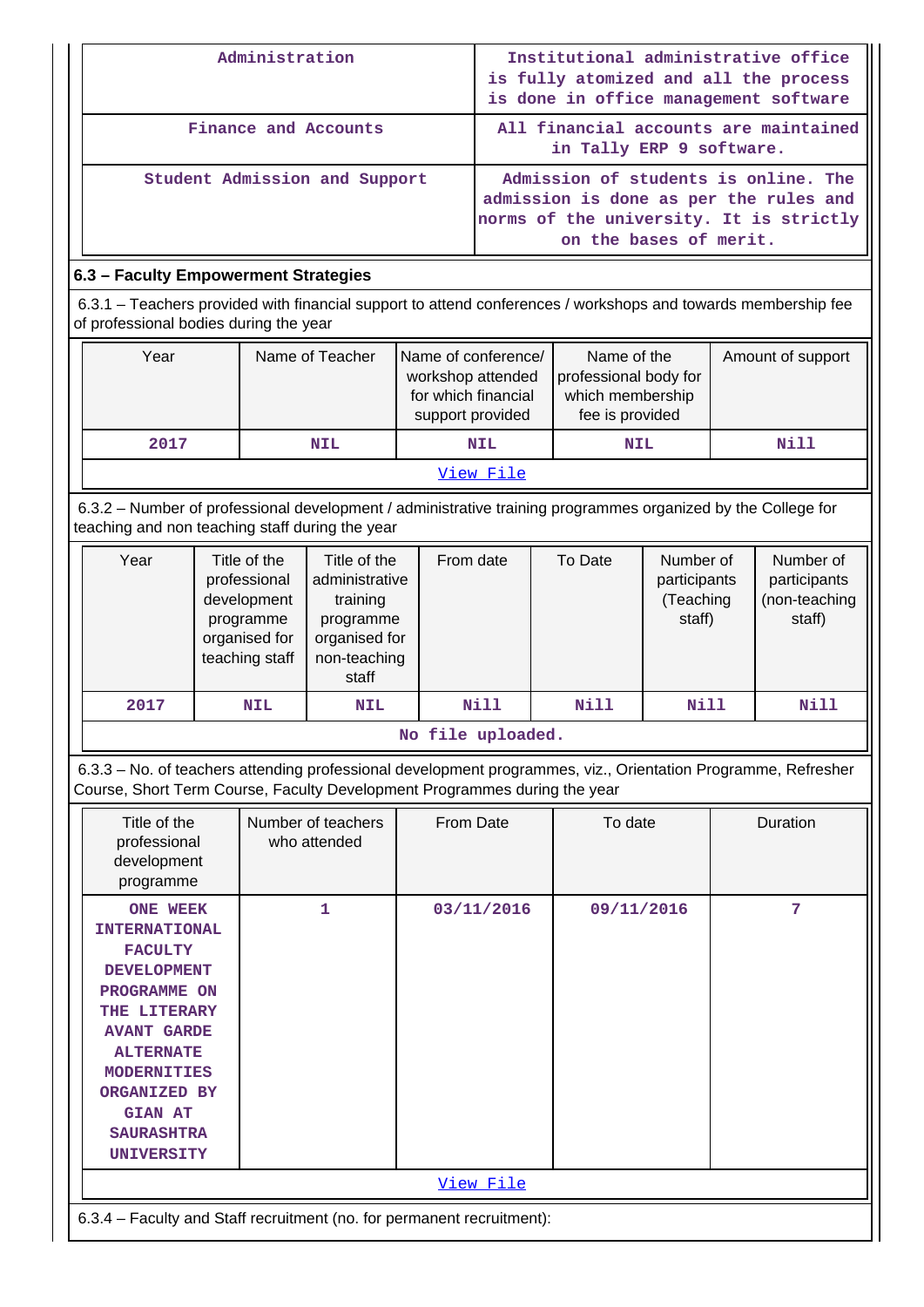| Administration | Institutional administrative office is fully atomized and all the process is done in office management software |
|---|---|
| Finance and Accounts | All financial accounts are maintained in Tally ERP 9 software. |
| Student Admission and Support | Admission of students is online. The admission is done as per the rules and norms of the university. It is strictly on the bases of merit. |

### 6.3 – Faculty Empowerment Strategies

6.3.1 – Teachers provided with financial support to attend conferences / workshops and towards membership fee of professional bodies during the year

| Year | Name of Teacher | Name of conference/ workshop attended for which financial support provided | Name of the professional body for which membership fee is provided | Amount of support |
|---|---|---|---|---|
| 2017 | NIL | NIL | NIL | Nill |
| View File | | | | |

6.3.2 – Number of professional development / administrative training programmes organized by the College for teaching and non teaching staff during the year

| Year | Title of the professional development programme organised for teaching staff | Title of the administrative training programme organised for non-teaching staff | From date | To Date | Number of participants (Teaching staff) | Number of participants (non-teaching staff) |
|---|---|---|---|---|---|---|
| 2017 | NIL | NIL | Nill | Nill | Nill | Nill |
| No file uploaded. | | | | | | |

6.3.3 – No. of teachers attending professional development programmes, viz., Orientation Programme, Refresher Course, Short Term Course, Faculty Development Programmes during the year

| Title of the professional development programme | Number of teachers who attended | From Date | To date | Duration |
|---|---|---|---|---|
| ONE WEEK INTERNATIONAL FACULTY DEVELOPMENT PROGRAMME ON THE LITERARY AVANT GARDE ALTERNATE MODERNITIES ORGANIZED BY GIAN AT SAURASHTRA UNIVERSITY | 1 | 03/11/2016 | 09/11/2016 | 7 |
| View File | | | | |

6.3.4 – Faculty and Staff recruitment (no. for permanent recruitment):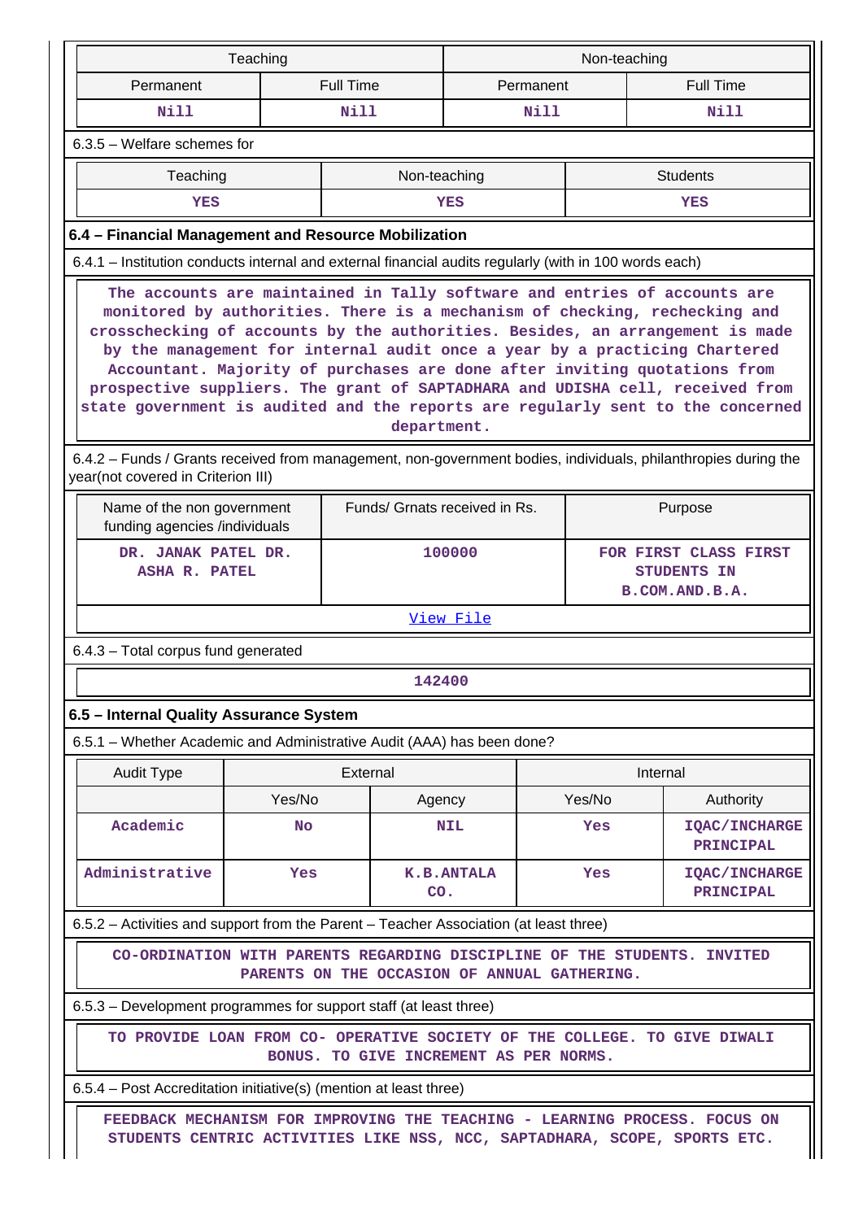| Teaching | | Non-teaching | |
|---|---|---|---|
| Permanent | Full Time | Permanent | Full Time |
| Nill | Nill | Nill | Nill |

6.3.5 – Welfare schemes for

| Teaching | Non-teaching | Students |
|---|---|---|
| YES | YES | YES |

### 6.4 – Financial Management and Resource Mobilization

6.4.1 – Institution conducts internal and external financial audits regularly (with in 100 words each)

The accounts are maintained in Tally software and entries of accounts are monitored by authorities. There is a mechanism of checking, rechecking and crosschecking of accounts by the authorities. Besides, an arrangement is made by the management for internal audit once a year by a practicing Chartered Accountant. Majority of purchases are done after inviting quotations from prospective suppliers. The grant of SAPTADHARA and UDISHA cell, received from state government is audited and the reports are regularly sent to the concerned department.

6.4.2 – Funds / Grants received from management, non-government bodies, individuals, philanthropies during the year(not covered in Criterion III)

| Name of the non government funding agencies /individuals | Funds/ Grnats received in Rs. | Purpose |
|---|---|---|
| DR. JANAK PATEL DR. ASHA R. PATEL | 100000 | FOR FIRST CLASS FIRST STUDENTS IN B.COM.AND.B.A. |

View File

6.4.3 – Total corpus fund generated

142400

### 6.5 – Internal Quality Assurance System

6.5.1 – Whether Academic and Administrative Audit (AAA) has been done?

| Audit Type | External | | Internal | |
|---|---|---|---|---|
| | Yes/No | Agency | Yes/No | Authority |
| Academic | No | NIL | Yes | IQAC/INCHARGE PRINCIPAL |
| Administrative | Yes | K.B.ANTALA CO. | Yes | IQAC/INCHARGE PRINCIPAL |

6.5.2 – Activities and support from the Parent – Teacher Association (at least three)

CO-ORDINATION WITH PARENTS REGARDING DISCIPLINE OF THE STUDENTS. INVITED PARENTS ON THE OCCASION OF ANNUAL GATHERING.

6.5.3 – Development programmes for support staff (at least three)

TO PROVIDE LOAN FROM CO- OPERATIVE SOCIETY OF THE COLLEGE. TO GIVE DIWALI BONUS. TO GIVE INCREMENT AS PER NORMS.

6.5.4 – Post Accreditation initiative(s) (mention at least three)

FEEDBACK MECHANISM FOR IMPROVING THE TEACHING - LEARNING PROCESS. FOCUS ON STUDENTS CENTRIC ACTIVITIES LIKE NSS, NCC, SAPTADHARA, SCOPE, SPORTS ETC.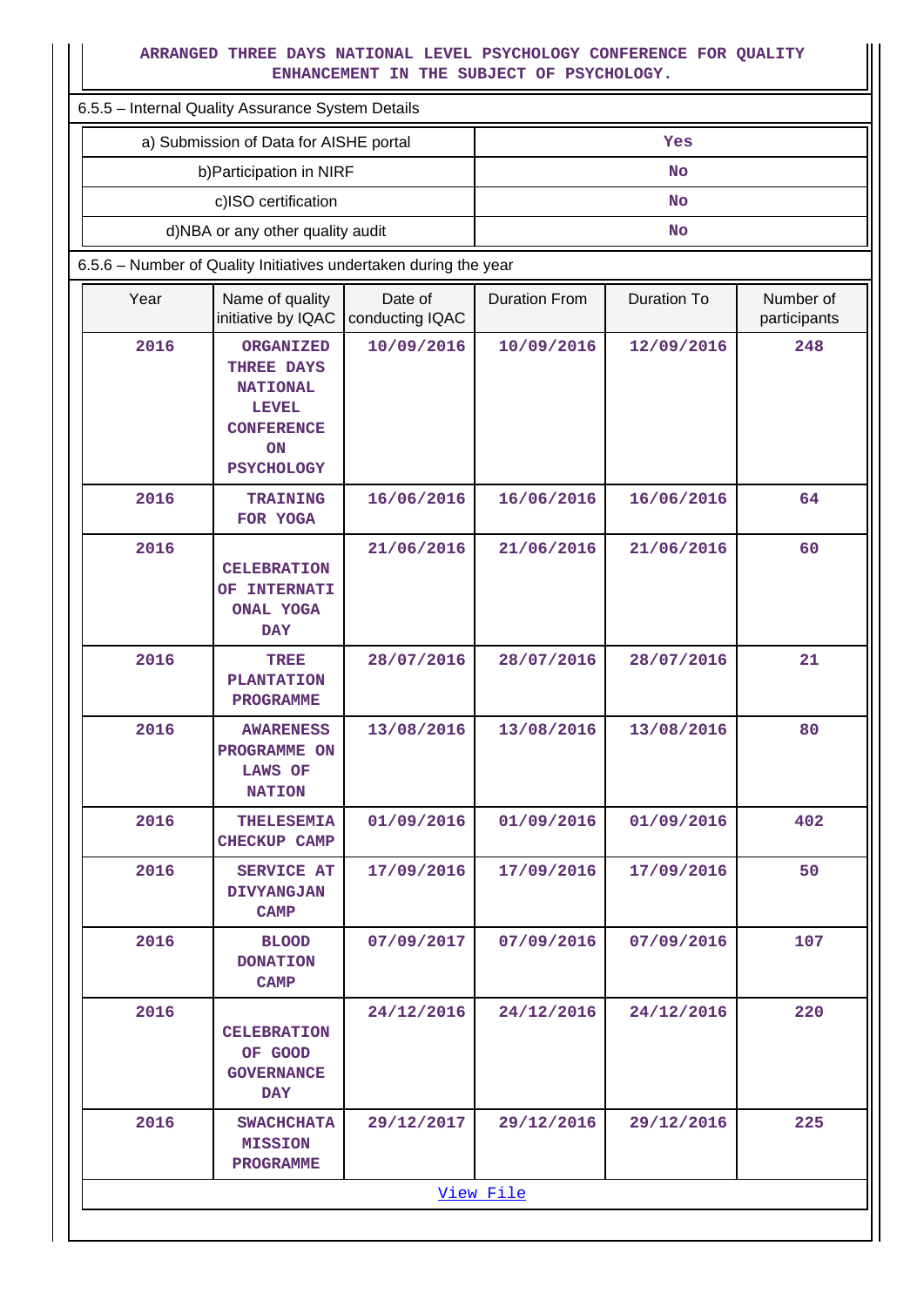ARRANGED THREE DAYS NATIONAL LEVEL PSYCHOLOGY CONFERENCE FOR QUALITY ENHANCEMENT IN THE SUBJECT OF PSYCHOLOGY.

6.5.5 – Internal Quality Assurance System Details

| | |
|---|---|
| a) Submission of Data for AISHE portal | Yes |
| b)Participation in NIRF | No |
| c)ISO certification | No |
| d)NBA or any other quality audit | No |

6.5.6 – Number of Quality Initiatives undertaken during the year

| Year | Name of quality initiative by IQAC | Date of conducting IQAC | Duration From | Duration To | Number of participants |
|---|---|---|---|---|---|
| 2016 | ORGANIZED THREE DAYS NATIONAL LEVEL CONFERENCE ON PSYCHOLOGY | 10/09/2016 | 10/09/2016 | 12/09/2016 | 248 |
| 2016 | TRAINING FOR YOGA | 16/06/2016 | 16/06/2016 | 16/06/2016 | 64 |
| 2016 | CELEBRATION OF INTERNATIONAL YOGA DAY | 21/06/2016 | 21/06/2016 | 21/06/2016 | 60 |
| 2016 | TREE PLANTATION PROGRAMME | 28/07/2016 | 28/07/2016 | 28/07/2016 | 21 |
| 2016 | AWARENESS PROGRAMME ON LAWS OF NATION | 13/08/2016 | 13/08/2016 | 13/08/2016 | 80 |
| 2016 | THELESEMIA CHECKUP CAMP | 01/09/2016 | 01/09/2016 | 01/09/2016 | 402 |
| 2016 | SERVICE AT DIVYANGJAN CAMP | 17/09/2016 | 17/09/2016 | 17/09/2016 | 50 |
| 2016 | BLOOD DONATION CAMP | 07/09/2017 | 07/09/2016 | 07/09/2016 | 107 |
| 2016 | CELEBRATION OF GOOD GOVERNANCE DAY | 24/12/2016 | 24/12/2016 | 24/12/2016 | 220 |
| 2016 | SWACHCHATA MISSION PROGRAMME | 29/12/2017 | 29/12/2016 | 29/12/2016 | 225 |

View File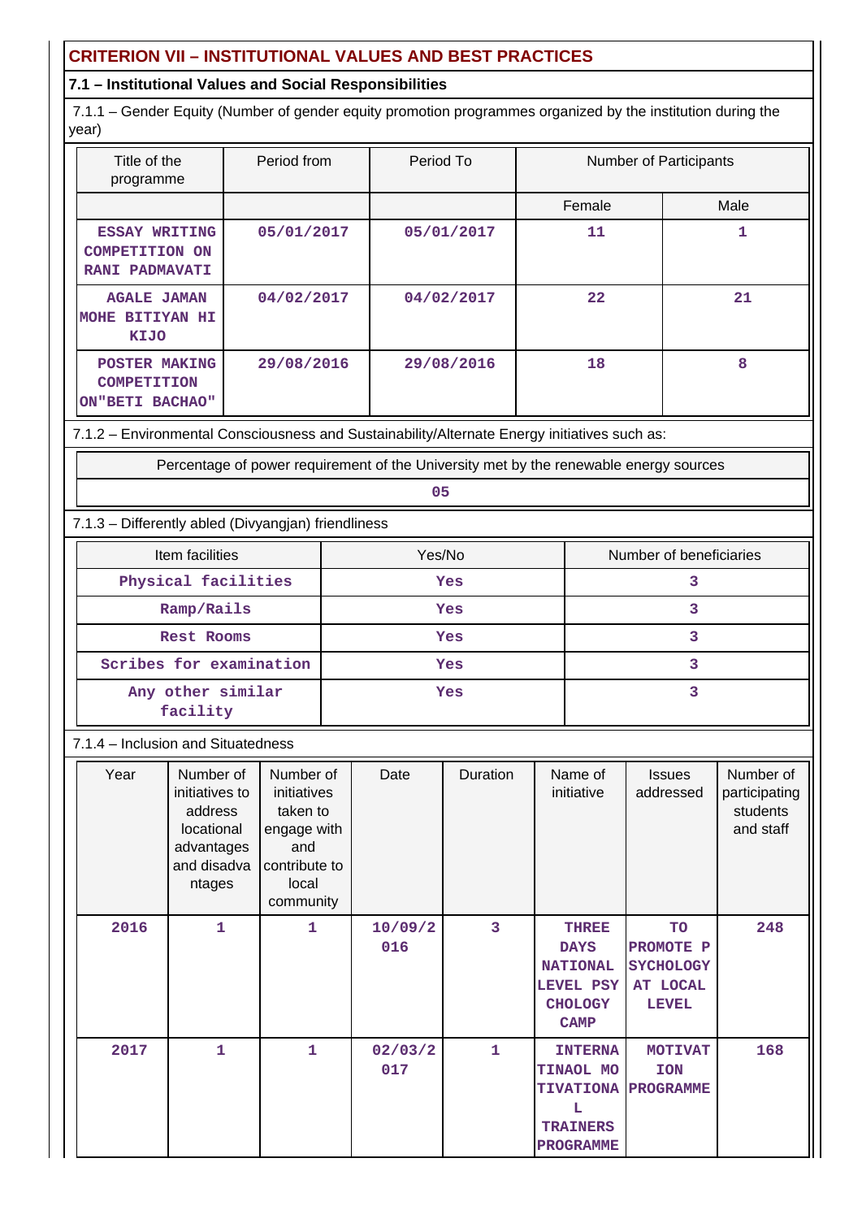# CRITERION VII – INSTITUTIONAL VALUES AND BEST PRACTICES

## 7.1 – Institutional Values and Social Responsibilities

7.1.1 – Gender Equity (Number of gender equity promotion programmes organized by the institution during the year)

| Title of the programme | Period from | Period To | Number of Participants | |
|---|---|---|---|---|
| | | | Female | Male |
| ESSAY WRITING COMPETITION ON RANI PADMAVATI | 05/01/2017 | 05/01/2017 | 11 | 1 |
| AGALE JAMAN MOHE BITIYAN HI KIJO | 04/02/2017 | 04/02/2017 | 22 | 21 |
| POSTER MAKING COMPETITION ON"BETI BACHAO" | 29/08/2016 | 29/08/2016 | 18 | 8 |

7.1.2 – Environmental Consciousness and Sustainability/Alternate Energy initiatives such as:

| Percentage of power requirement of the University met by the renewable energy sources |
|---|
| 05 |

7.1.3 – Differently abled (Divyangjan) friendliness

| Item facilities | Yes/No | Number of beneficiaries |
|---|---|---|
| Physical facilities | Yes | 3 |
| Ramp/Rails | Yes | 3 |
| Rest Rooms | Yes | 3 |
| Scribes for examination | Yes | 3 |
| Any other similar facility | Yes | 3 |

7.1.4 – Inclusion and Situatedness

| Year | Number of initiatives to address locational advantages and disadvantages | Number of initiatives taken to engage with and contribute to local community | Date | Duration | Name of initiative | Issues addressed | Number of participating students and staff |
|---|---|---|---|---|---|---|---|
| 2016 | 1 | 1 | 10/09/2016 | 3 | THREE DAYS NATIONAL LEVEL PSYCHOLOGY CAMP | TO PROMOTE PSYCHOLOGY AT LOCAL LEVEL | 248 |
| 2017 | 1 | 1 | 02/03/2017 | 1 | INTERNATINOAL MOTIVATIONAL TRAINERS PROGRAMME | MOTIVATION PROGRAMME | 168 |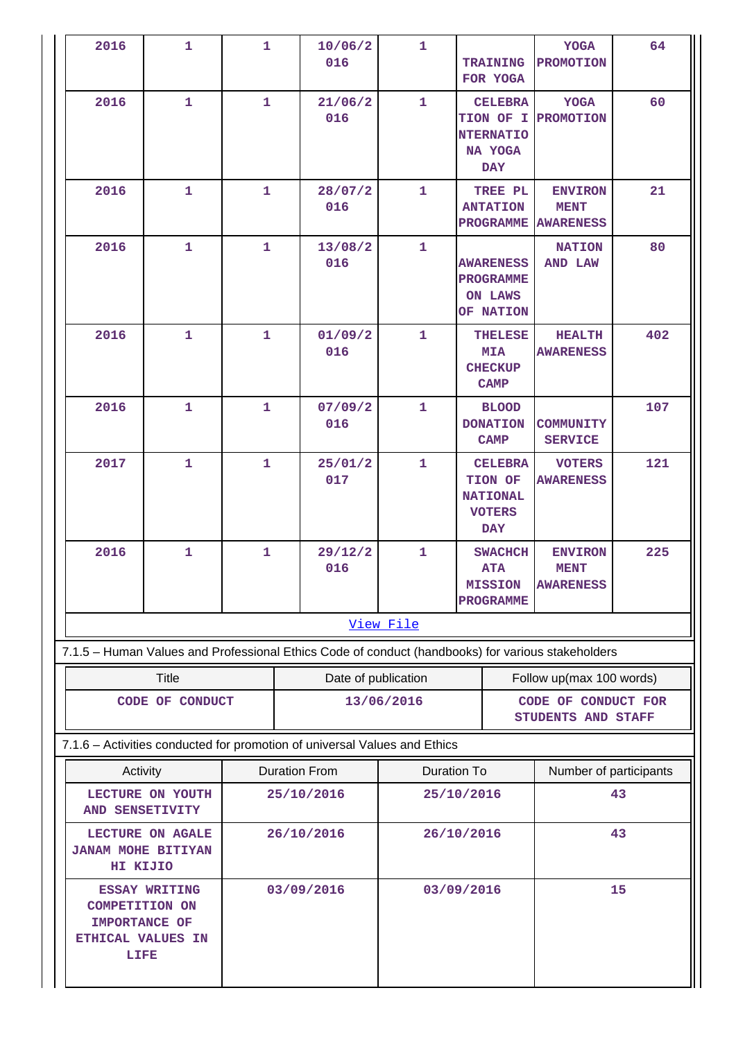| 2016 | 1 | 1 | 10/06/2016 | 1 | TRAINING FOR YOGA | YOGA PROMOTION | 64 |
|---|---|---|---|---|---|---|---|
| 2016 | 1 | 1 | 21/06/2016 | 1 | CELEBRATION OF INTERNATIONA YOGA DAY | YOGA PROMOTION | 60 |
| 2016 | 1 | 1 | 28/07/2016 | 1 | TREE PLANTATION PROGRAMME | ENVIRONMENT AWARENESS | 21 |
| 2016 | 1 | 1 | 13/08/2016 | 1 | AWARENESS PROGRAMME ON LAWS OF NATION | NATION AND LAW | 80 |
| 2016 | 1 | 1 | 01/09/2016 | 1 | THELESEMIA CHECKUP CAMP | HEALTH AWARENESS | 402 |
| 2016 | 1 | 1 | 07/09/2016 | 1 | BLOOD DONATION CAMP | COMMUNITY SERVICE | 107 |
| 2017 | 1 | 1 | 25/01/2017 | 1 | CELEBRATION OF NATIONAL VOTERS DAY | VOTERS AWARENESS | 121 |
| 2016 | 1 | 1 | 29/12/2016 | 1 | SWACHCHATA MISSION PROGRAMME | ENVIRONMENT AWARENESS | 225 |

View File

7.1.5 – Human Values and Professional Ethics Code of conduct (handbooks) for various stakeholders

| Title | Date of publication | Follow up(max 100 words) |
|---|---|---|
| CODE OF CONDUCT | 13/06/2016 | CODE OF CONDUCT FOR STUDENTS AND STAFF |

7.1.6 – Activities conducted for promotion of universal Values and Ethics

| Activity | Duration From | Duration To | Number of participants |
|---|---|---|---|
| LECTURE ON YOUTH AND SENSETIVITY | 25/10/2016 | 25/10/2016 | 43 |
| LECTURE ON AGALE JANAM MOHE BITIYAN HI KIJIO | 26/10/2016 | 26/10/2016 | 43 |
| ESSAY WRITING COMPETITION ON IMPORTANCE OF ETHICAL VALUES IN LIFE | 03/09/2016 | 03/09/2016 | 15 |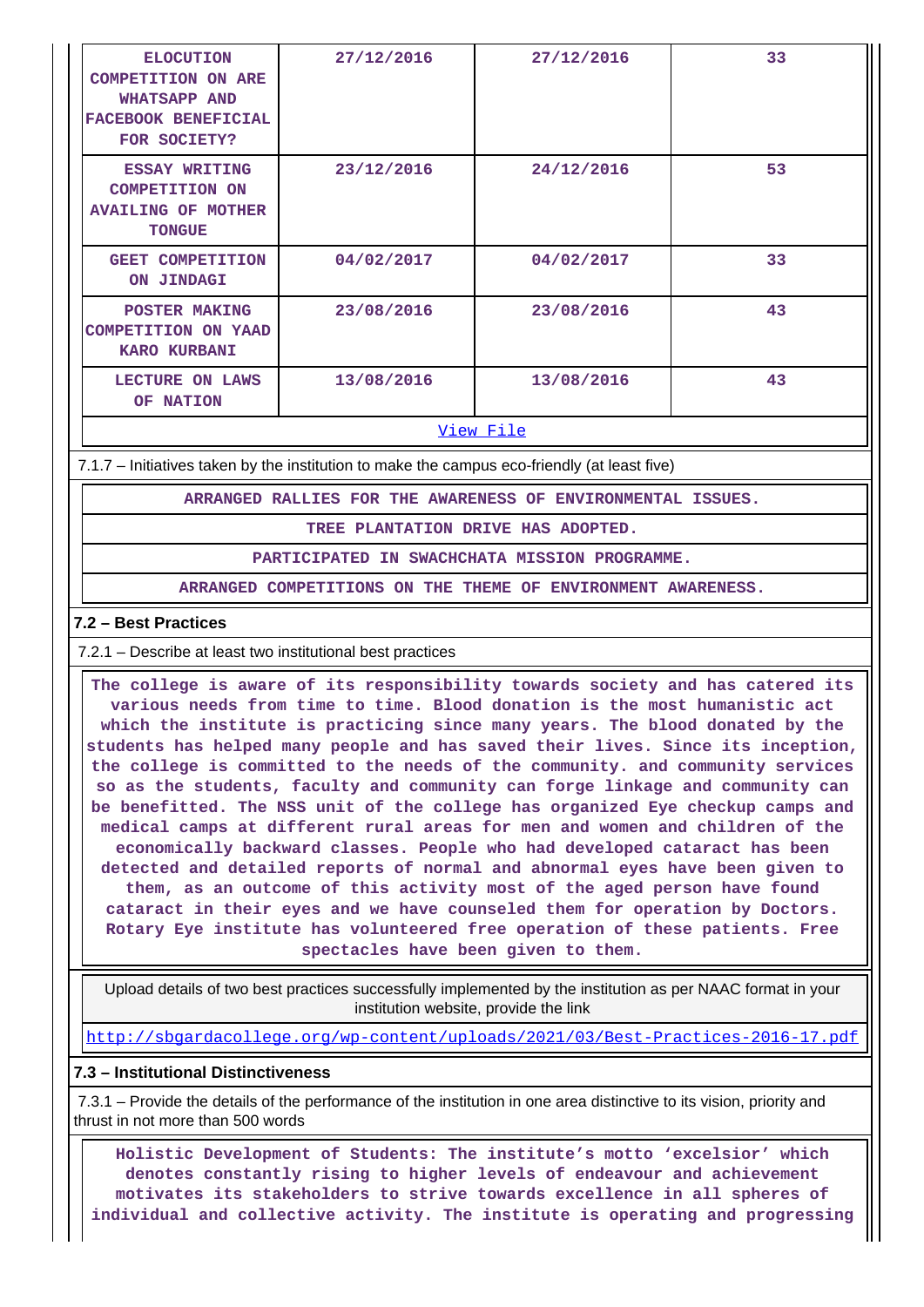| ELOCUTION COMPETITION ON ARE WHATSAPP AND FACEBOOK BENEFICIAL FOR SOCIETY? | 27/12/2016 | 27/12/2016 | 33 |
|---|---|---|---|
| ESSAY WRITING COMPETITION ON AVAILING OF MOTHER TONGUE | 23/12/2016 | 24/12/2016 | 53 |
| GEET COMPETITION ON JINDAGI | 04/02/2017 | 04/02/2017 | 33 |
| POSTER MAKING COMPETITION ON YAAD KARO KURBANI | 23/08/2016 | 23/08/2016 | 43 |
| LECTURE ON LAWS OF NATION | 13/08/2016 | 13/08/2016 | 43 |

View File

7.1.7 – Initiatives taken by the institution to make the campus eco-friendly (at least five)

| ARRANGED RALLIES FOR THE AWARENESS OF ENVIRONMENTAL ISSUES. |
|---|
| TREE PLANTATION DRIVE HAS ADOPTED. |
| PARTICIPATED IN SWACHCHATA MISSION PROGRAMME. |
| ARRANGED COMPETITIONS ON THE THEME OF ENVIRONMENT AWARENESS. |

## 7.2 – Best Practices

7.2.1 – Describe at least two institutional best practices

The college is aware of its responsibility towards society and has catered its various needs from time to time. Blood donation is the most humanistic act which the institute is practicing since many years. The blood donated by the students has helped many people and has saved their lives. Since its inception, the college is committed to the needs of the community. and community services so as the students, faculty and community can forge linkage and community can be benefitted. The NSS unit of the college has organized Eye checkup camps and medical camps at different rural areas for men and women and children of the economically backward classes. People who had developed cataract has been detected and detailed reports of normal and abnormal eyes have been given to them, as an outcome of this activity most of the aged person have found cataract in their eyes and we have counseled them for operation by Doctors. Rotary Eye institute has volunteered free operation of these patients. Free spectacles have been given to them.

Upload details of two best practices successfully implemented by the institution as per NAAC format in your institution website, provide the link

http://sbgardacollege.org/wp-content/uploads/2021/03/Best-Practices-2016-17.pdf

## 7.3 – Institutional Distinctiveness

7.3.1 – Provide the details of the performance of the institution in one area distinctive to its vision, priority and thrust in not more than 500 words

Holistic Development of Students: The institute's motto 'excelsior' which denotes constantly rising to higher levels of endeavour and achievement motivates its stakeholders to strive towards excellence in all spheres of individual and collective activity. The institute is operating and progressing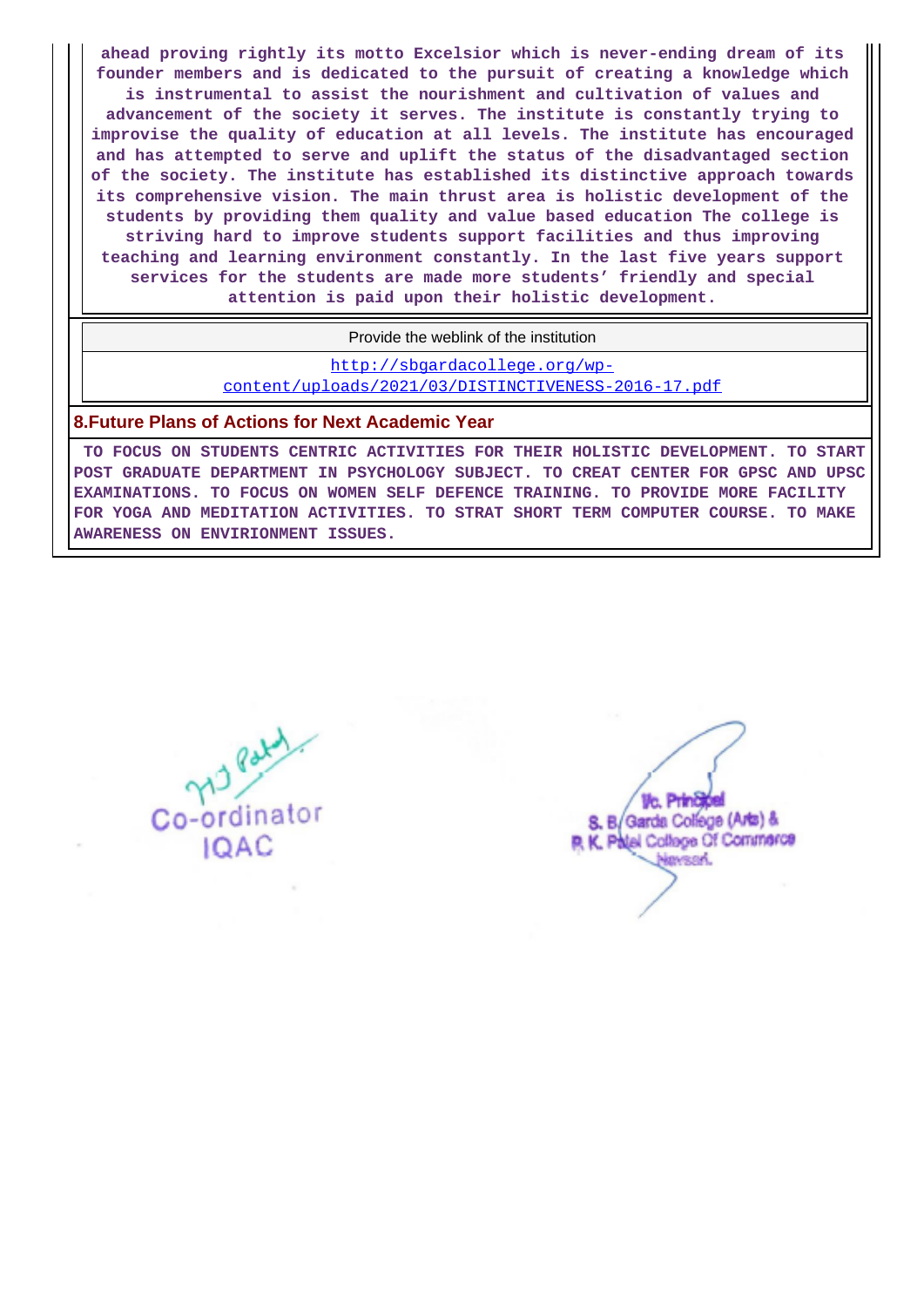**ahead proving rightly its motto Excelsior which is never-ending dream of its founder members and is dedicated to the pursuit of creating a knowledge which is instrumental to assist the nourishment and cultivation of values and advancement of the society it serves. The institute is constantly trying to improvise the quality of education at all levels. The institute has encouraged and has attempted to serve and uplift the status of the disadvantaged section of the society. The institute has established its distinctive approach towards its comprehensive vision. The main thrust area is holistic development of the students by providing them quality and value based education The college is striving hard to improve students support facilities and thus improving teaching and learning environment constantly. In the last five years support services for the students are made more students' friendly and special attention is paid upon their holistic development.**

| Provide the weblink of the institution |
|---|
| http://sbgardacollege.org/wp-content/uploads/2021/03/DISTINCTIVENESS-2016-17.pdf |

### 8.Future Plans of Actions for Next Academic Year

**TO FOCUS ON STUDENTS CENTRIC ACTIVITIES FOR THEIR HOLISTIC DEVELOPMENT. TO START POST GRADUATE DEPARTMENT IN PSYCHOLOGY SUBJECT. TO CREAT CENTER FOR GPSC AND UPSC EXAMINATIONS. TO FOCUS ON WOMEN SELF DEFENCE TRAINING. TO PROVIDE MORE FACILITY FOR YOGA AND MEDITATION ACTIVITIES. TO STRAT SHORT TERM COMPUTER COURSE. TO MAKE AWARENESS ON ENVIRIONMENT ISSUES.**

Co-ordinator
IQAC

I/c. Principal
S. B. Garda College (Arts) &
P. K. Patel College Of Commerce
Navsari.